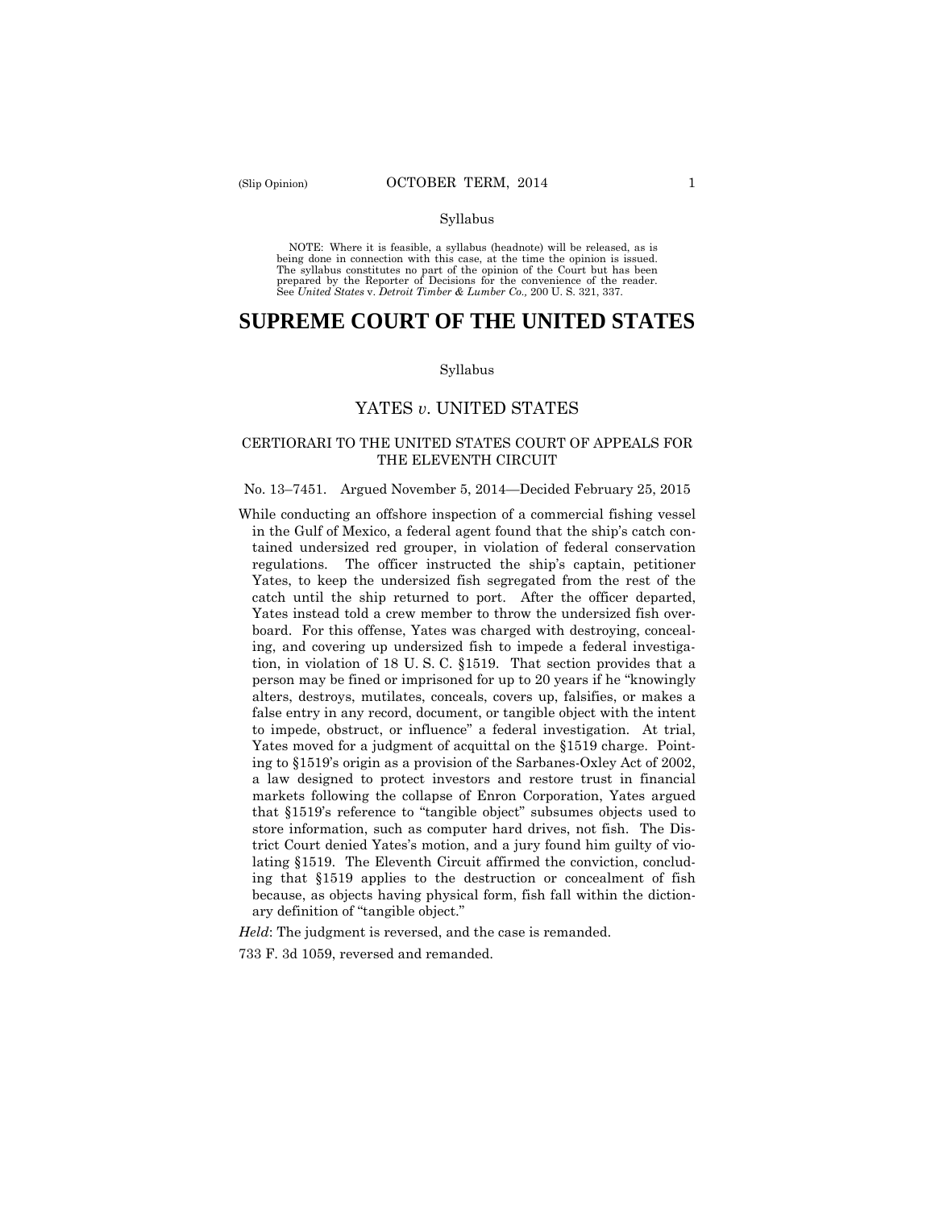Syllabus

NOTE: Where it is feasible, a syllabus (headnote) will be released, as is being done in connection with this case, at the time the opinion is issued. The syllabus constitutes no part of the opinion of the Court but has been prepared by the Reporter of Decisions for the convenience of the reader. See *United States* v. *Detroit Timber & Lumber Co.,* 200 U. S. 321, 337.

# SUPREME COURT OF THE UNITED STATES

Syllabus

## YATES *v*. UNITED STATES

### CERTIORARI TO THE UNITED STATES COURT OF APPEALS FOR THE ELEVENTH CIRCUIT

No. 13–7451. Argued November 5, 2014—Decided February 25, 2015

While conducting an offshore inspection of a commercial fishing vessel in the Gulf of Mexico, a federal agent found that the ship's catch contained undersized red grouper, in violation of federal conservation regulations. The officer instructed the ship's captain, petitioner Yates, to keep the undersized fish segregated from the rest of the catch until the ship returned to port. After the officer departed, Yates instead told a crew member to throw the undersized fish overboard. For this offense, Yates was charged with destroying, concealing, and covering up undersized fish to impede a federal investigation, in violation of 18 U. S. C. §1519. That section provides that a person may be fined or imprisoned for up to 20 years if he "knowingly alters, destroys, mutilates, conceals, covers up, falsifies, or makes a false entry in any record, document, or tangible object with the intent to impede, obstruct, or influence" a federal investigation. At trial, Yates moved for a judgment of acquittal on the §1519 charge. Pointing to §1519's origin as a provision of the Sarbanes-Oxley Act of 2002, a law designed to protect investors and restore trust in financial markets following the collapse of Enron Corporation, Yates argued that §1519's reference to "tangible object" subsumes objects used to store information, such as computer hard drives, not fish. The District Court denied Yates's motion, and a jury found him guilty of violating §1519. The Eleventh Circuit affirmed the conviction, concluding that §1519 applies to the destruction or concealment of fish because, as objects having physical form, fish fall within the dictionary definition of "tangible object."

*Held*: The judgment is reversed, and the case is remanded.

733 F. 3d 1059, reversed and remanded.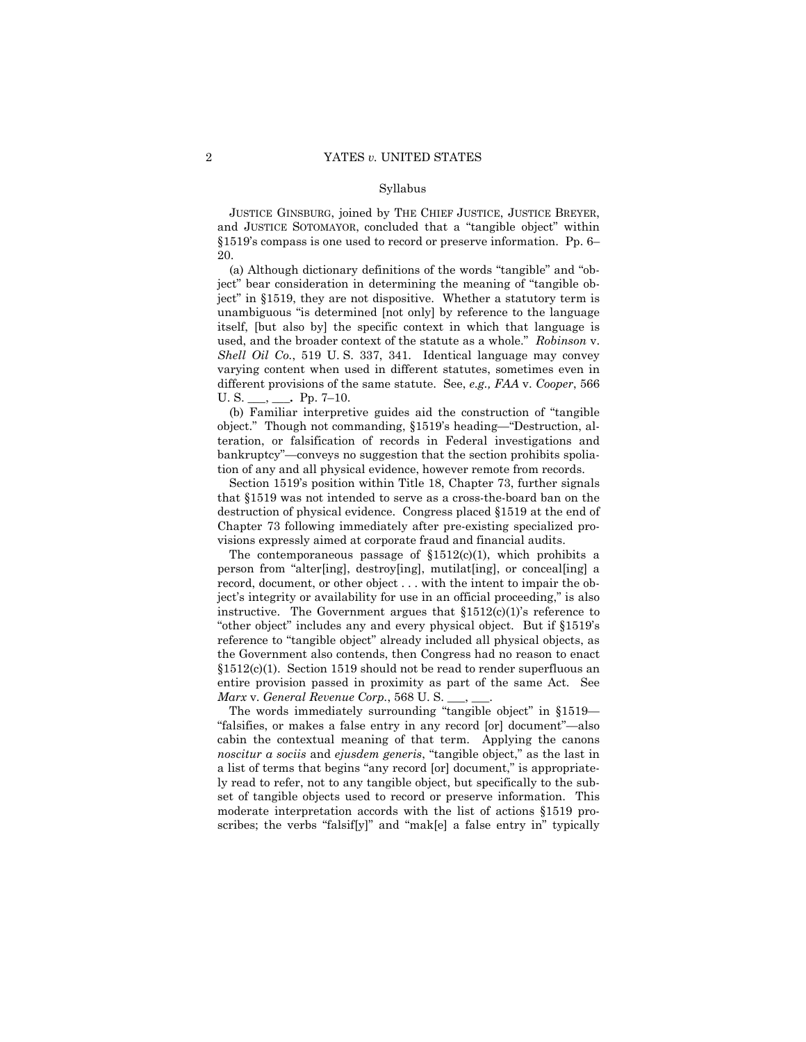Syllabus

JUSTICE GINSBURG, joined by THE CHIEF JUSTICE, JUSTICE BREYER, and JUSTICE SOTOMAYOR, concluded that a "tangible object" within §1519's compass is one used to record or preserve information. Pp. 6–20.

(a) Although dictionary definitions of the words "tangible" and "object" bear consideration in determining the meaning of "tangible object" in §1519, they are not dispositive. Whether a statutory term is unambiguous "is determined [not only] by reference to the language itself, [but also by] the specific context in which that language is used, and the broader context of the statute as a whole." *Robinson* v. *Shell Oil Co.*, 519 U. S. 337, 341. Identical language may convey varying content when used in different statutes, sometimes even in different provisions of the same statute. See, *e.g., FAA* v. *Cooper*, 566 U. S. ___, ___**.** Pp. 7–10.

(b) Familiar interpretive guides aid the construction of "tangible object." Though not commanding, §1519's heading—"Destruction, alteration, or falsification of records in Federal investigations and bankruptcy"—conveys no suggestion that the section prohibits spoliation of any and all physical evidence, however remote from records.

Section 1519's position within Title 18, Chapter 73, further signals that §1519 was not intended to serve as a cross-the-board ban on the destruction of physical evidence. Congress placed §1519 at the end of Chapter 73 following immediately after pre-existing specialized provisions expressly aimed at corporate fraud and financial audits.

The contemporaneous passage of §1512(c)(1), which prohibits a person from "alter[ing], destroy[ing], mutilat[ing], or conceal[ing] a record, document, or other object . . . with the intent to impair the object's integrity or availability for use in an official proceeding," is also instructive. The Government argues that §1512(c)(1)'s reference to "other object" includes any and every physical object. But if §1519's reference to "tangible object" already included all physical objects, as the Government also contends, then Congress had no reason to enact §1512(c)(1). Section 1519 should not be read to render superfluous an entire provision passed in proximity as part of the same Act. See *Marx* v. *General Revenue Corp.*, 568 U. S. ___, ___.

The words immediately surrounding "tangible object" in §1519—"falsifies, or makes a false entry in any record [or] document"—also cabin the contextual meaning of that term. Applying the canons *noscitur a sociis* and *ejusdem generis*, "tangible object," as the last in a list of terms that begins "any record [or] document," is appropriately read to refer, not to any tangible object, but specifically to the subset of tangible objects used to record or preserve information. This moderate interpretation accords with the list of actions §1519 proscribes; the verbs "falsif[y]" and "mak[e] a false entry in" typically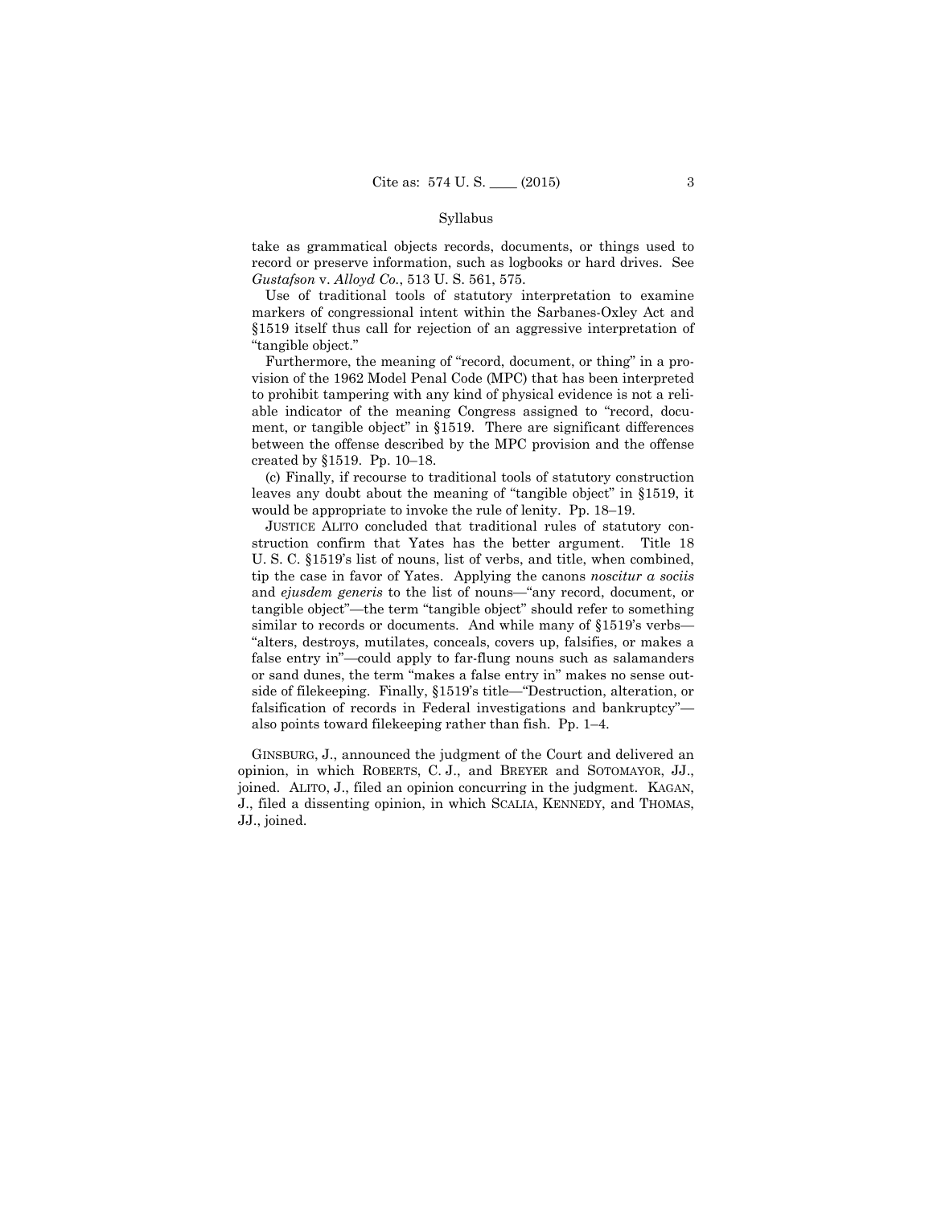take as grammatical objects records, documents, or things used to record or preserve information, such as logbooks or hard drives. See *Gustafson* v. *Alloyd Co.*, 513 U. S. 561, 575.

Use of traditional tools of statutory interpretation to examine markers of congressional intent within the Sarbanes-Oxley Act and §1519 itself thus call for rejection of an aggressive interpretation of "tangible object."

Furthermore, the meaning of "record, document, or thing" in a provision of the 1962 Model Penal Code (MPC) that has been interpreted to prohibit tampering with any kind of physical evidence is not a reliable indicator of the meaning Congress assigned to "record, document, or tangible object" in §1519. There are significant differences between the offense described by the MPC provision and the offense created by §1519. Pp. 10–18.

(c) Finally, if recourse to traditional tools of statutory construction leaves any doubt about the meaning of "tangible object" in §1519, it would be appropriate to invoke the rule of lenity. Pp. 18–19.

JUSTICE ALITO concluded that traditional rules of statutory construction confirm that Yates has the better argument. Title 18 U. S. C. §1519's list of nouns, list of verbs, and title, when combined, tip the case in favor of Yates. Applying the canons *noscitur a sociis* and *ejusdem generis* to the list of nouns—"any record, document, or tangible object"—the term "tangible object" should refer to something similar to records or documents. And while many of §1519's verbs—"alters, destroys, mutilates, conceals, covers up, falsifies, or makes a false entry in"—could apply to far-flung nouns such as salamanders or sand dunes, the term "makes a false entry in" makes no sense outside of filekeeping. Finally, §1519's title—"Destruction, alteration, or falsification of records in Federal investigations and bankruptcy"—also points toward filekeeping rather than fish. Pp. 1–4.

GINSBURG, J., announced the judgment of the Court and delivered an opinion, in which ROBERTS, C. J., and BREYER and SOTOMAYOR, JJ., joined. ALITO, J., filed an opinion concurring in the judgment. KAGAN, J., filed a dissenting opinion, in which SCALIA, KENNEDY, and THOMAS, JJ., joined.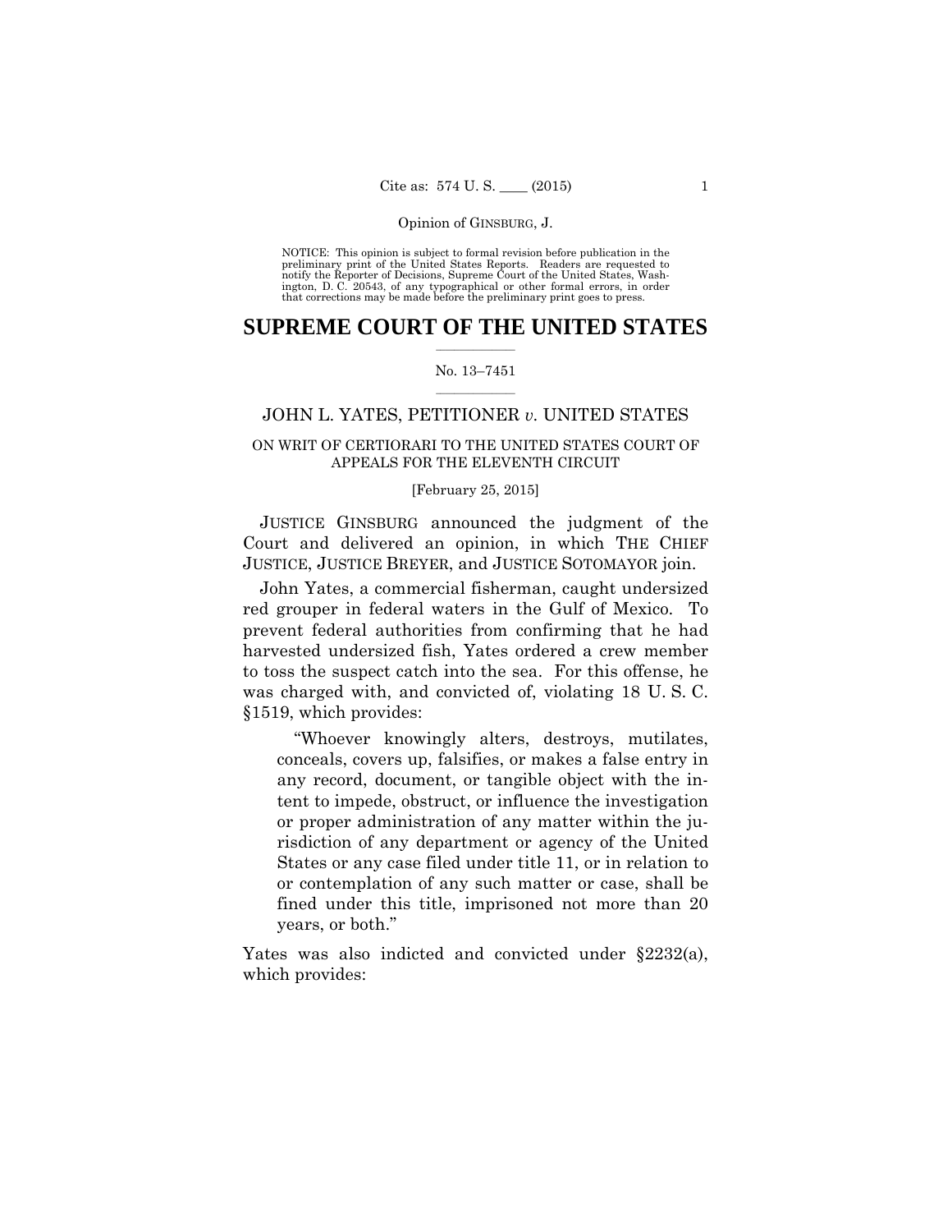Opinion of GINSBURG, J.

NOTICE: This opinion is subject to formal revision before publication in the preliminary print of the United States Reports. Readers are requested to notify the Reporter of Decisions, Supreme Court of the United States, Washington, D. C. 20543, of any typographical or other formal errors, in order that corrections may be made before the preliminary print goes to press.

# SUPREME COURT OF THE UNITED STATES

No. 13–7451

## JOHN L. YATES, PETITIONER *v.* UNITED STATES

ON WRIT OF CERTIORARI TO THE UNITED STATES COURT OF APPEALS FOR THE ELEVENTH CIRCUIT

[February 25, 2015]

JUSTICE GINSBURG announced the judgment of the Court and delivered an opinion, in which THE CHIEF JUSTICE, JUSTICE BREYER, and JUSTICE SOTOMAYOR join.

John Yates, a commercial fisherman, caught undersized red grouper in federal waters in the Gulf of Mexico. To prevent federal authorities from confirming that he had harvested undersized fish, Yates ordered a crew member to toss the suspect catch into the sea. For this offense, he was charged with, and convicted of, violating 18 U. S. C. §1519, which provides:

> "Whoever knowingly alters, destroys, mutilates, conceals, covers up, falsifies, or makes a false entry in any record, document, or tangible object with the intent to impede, obstruct, or influence the investigation or proper administration of any matter within the jurisdiction of any department or agency of the United States or any case filed under title 11, or in relation to or contemplation of any such matter or case, shall be fined under this title, imprisoned not more than 20 years, or both."

Yates was also indicted and convicted under §2232(a), which provides: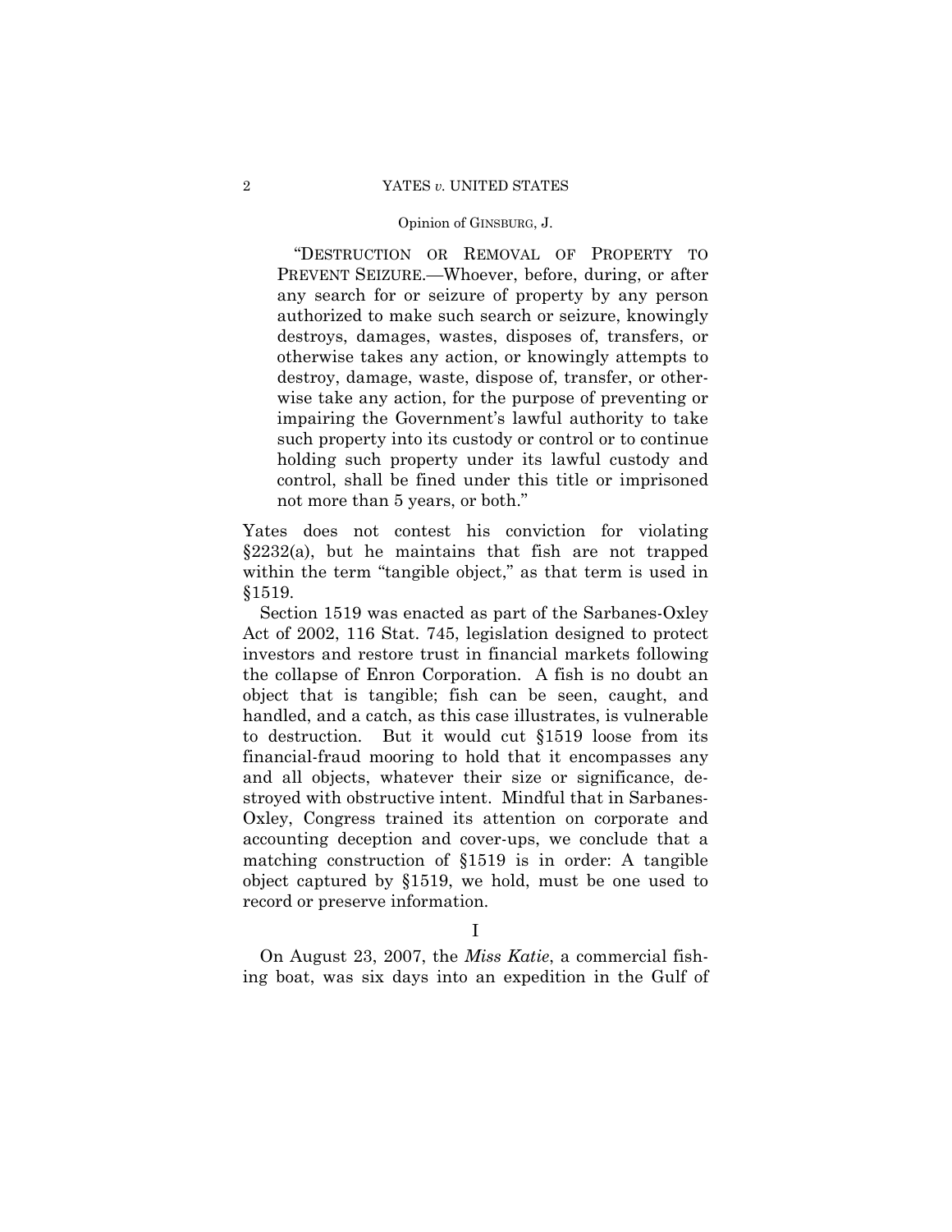> "DESTRUCTION OR REMOVAL OF PROPERTY TO PREVENT SEIZURE.—Whoever, before, during, or after any search for or seizure of property by any person authorized to make such search or seizure, knowingly destroys, damages, wastes, disposes of, transfers, or otherwise takes any action, or knowingly attempts to destroy, damage, waste, dispose of, transfer, or otherwise take any action, for the purpose of preventing or impairing the Government's lawful authority to take such property into its custody or control or to continue holding such property under its lawful custody and control, shall be fined under this title or imprisoned not more than 5 years, or both."

Yates does not contest his conviction for violating §2232(a), but he maintains that fish are not trapped within the term "tangible object," as that term is used in §1519.

Section 1519 was enacted as part of the Sarbanes-Oxley Act of 2002, 116 Stat. 745, legislation designed to protect investors and restore trust in financial markets following the collapse of Enron Corporation. A fish is no doubt an object that is tangible; fish can be seen, caught, and handled, and a catch, as this case illustrates, is vulnerable to destruction. But it would cut §1519 loose from its financial-fraud mooring to hold that it encompasses any and all objects, whatever their size or significance, destroyed with obstructive intent. Mindful that in Sarbanes-Oxley, Congress trained its attention on corporate and accounting deception and cover-ups, we conclude that a matching construction of §1519 is in order: A tangible object captured by §1519, we hold, must be one used to record or preserve information.

## I

On August 23, 2007, the *Miss Katie*, a commercial fishing boat, was six days into an expedition in the Gulf of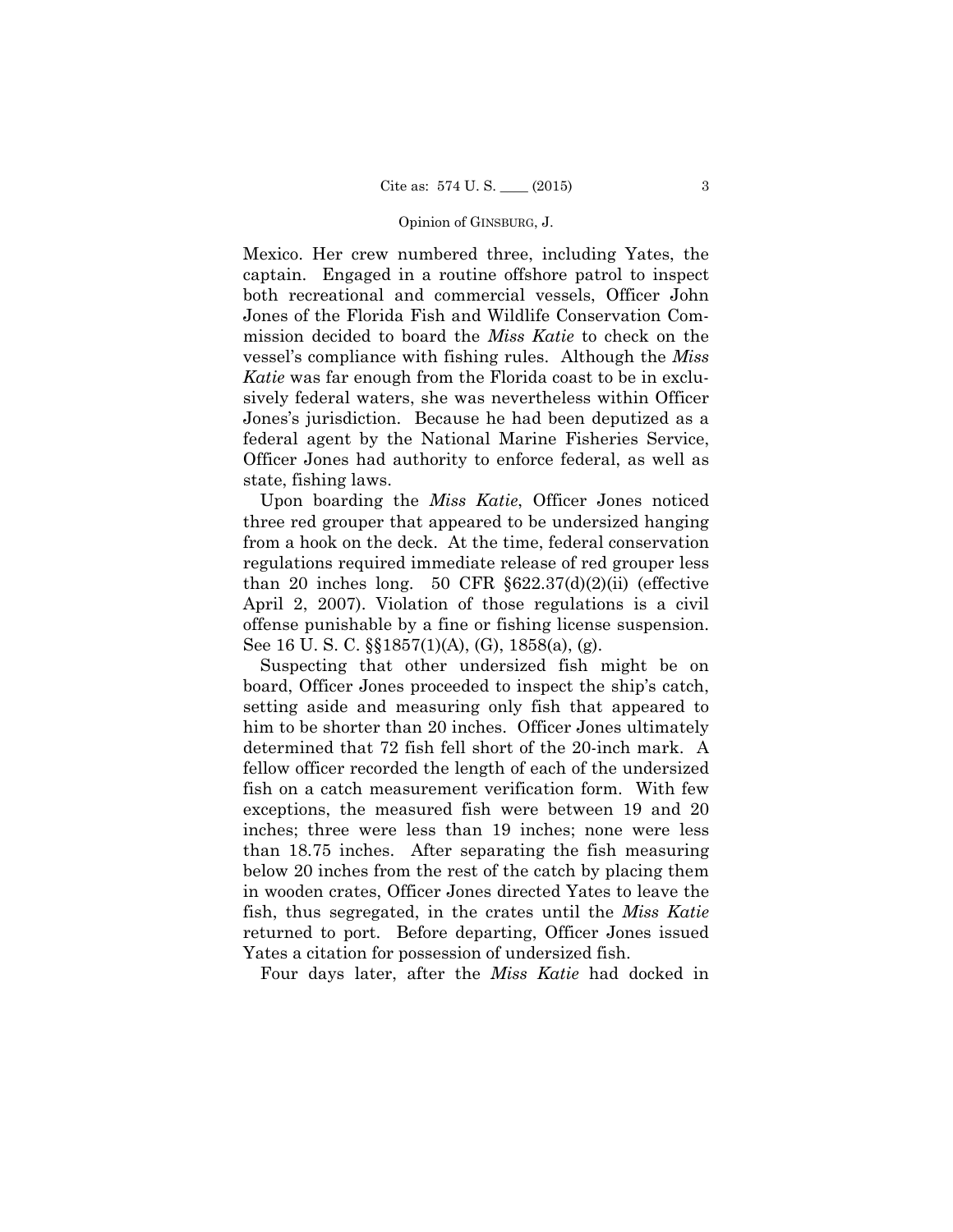Mexico. Her crew numbered three, including Yates, the captain. Engaged in a routine offshore patrol to inspect both recreational and commercial vessels, Officer John Jones of the Florida Fish and Wildlife Conservation Commission decided to board the *Miss Katie* to check on the vessel's compliance with fishing rules. Although the *Miss Katie* was far enough from the Florida coast to be in exclusively federal waters, she was nevertheless within Officer Jones's jurisdiction. Because he had been deputized as a federal agent by the National Marine Fisheries Service, Officer Jones had authority to enforce federal, as well as state, fishing laws.

Upon boarding the *Miss Katie*, Officer Jones noticed three red grouper that appeared to be undersized hanging from a hook on the deck. At the time, federal conservation regulations required immediate release of red grouper less than 20 inches long. 50 CFR §622.37(d)(2)(ii) (effective April 2, 2007). Violation of those regulations is a civil offense punishable by a fine or fishing license suspension. See 16 U. S. C. §§1857(1)(A), (G), 1858(a), (g).

Suspecting that other undersized fish might be on board, Officer Jones proceeded to inspect the ship's catch, setting aside and measuring only fish that appeared to him to be shorter than 20 inches. Officer Jones ultimately determined that 72 fish fell short of the 20-inch mark. A fellow officer recorded the length of each of the undersized fish on a catch measurement verification form. With few exceptions, the measured fish were between 19 and 20 inches; three were less than 19 inches; none were less than 18.75 inches. After separating the fish measuring below 20 inches from the rest of the catch by placing them in wooden crates, Officer Jones directed Yates to leave the fish, thus segregated, in the crates until the *Miss Katie* returned to port. Before departing, Officer Jones issued Yates a citation for possession of undersized fish.

Four days later, after the *Miss Katie* had docked in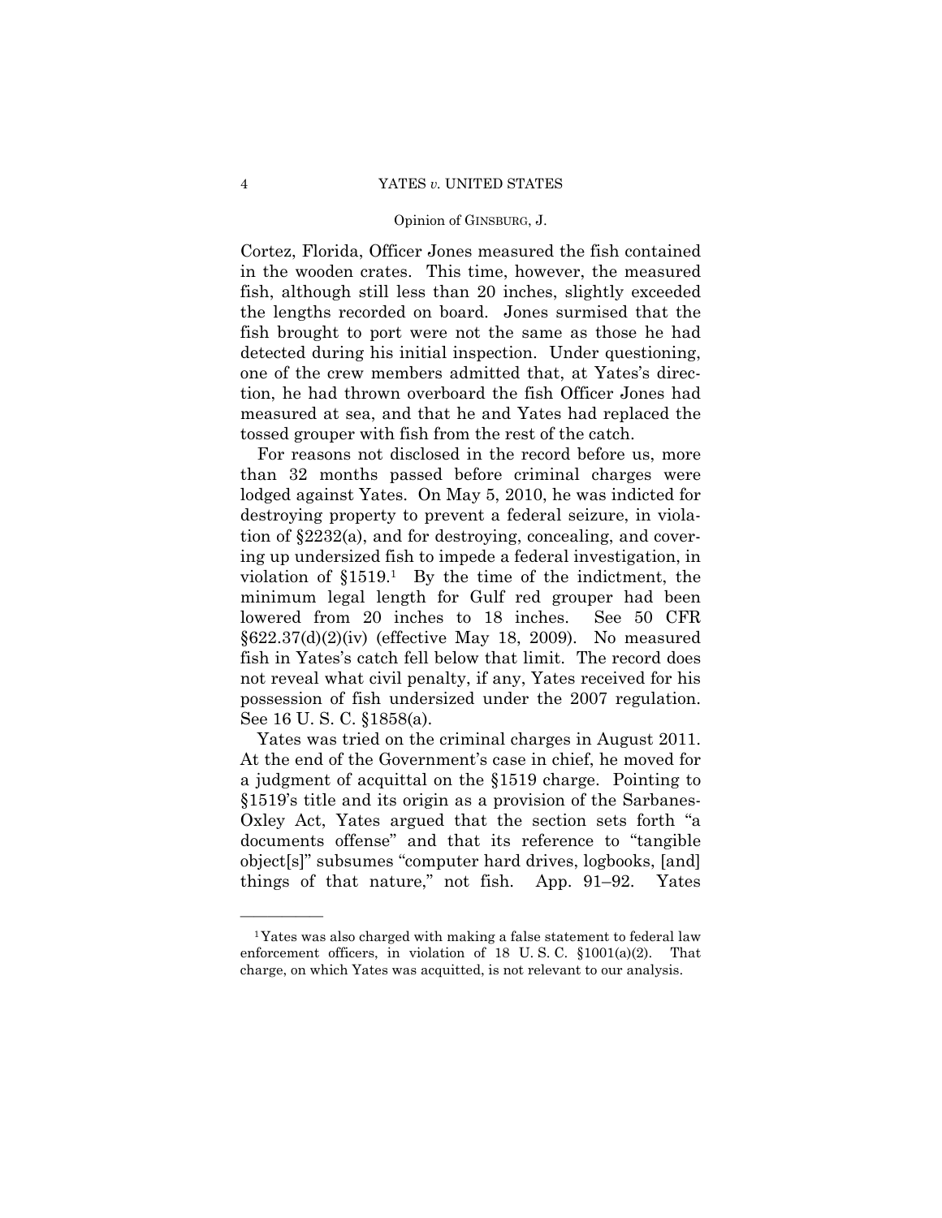Cortez, Florida, Officer Jones measured the fish contained in the wooden crates. This time, however, the measured fish, although still less than 20 inches, slightly exceeded the lengths recorded on board. Jones surmised that the fish brought to port were not the same as those he had detected during his initial inspection. Under questioning, one of the crew members admitted that, at Yates's direction, he had thrown overboard the fish Officer Jones had measured at sea, and that he and Yates had replaced the tossed grouper with fish from the rest of the catch.

For reasons not disclosed in the record before us, more than 32 months passed before criminal charges were lodged against Yates. On May 5, 2010, he was indicted for destroying property to prevent a federal seizure, in violation of §2232(a), and for destroying, concealing, and covering up undersized fish to impede a federal investigation, in violation of §1519.[1] By the time of the indictment, the minimum legal length for Gulf red grouper had been lowered from 20 inches to 18 inches. See 50 CFR §622.37(d)(2)(iv) (effective May 18, 2009). No measured fish in Yates's catch fell below that limit. The record does not reveal what civil penalty, if any, Yates received for his possession of fish undersized under the 2007 regulation. See 16 U. S. C. §1858(a).

Yates was tried on the criminal charges in August 2011. At the end of the Government's case in chief, he moved for a judgment of acquittal on the §1519 charge. Pointing to §1519's title and its origin as a provision of the Sarbanes-Oxley Act, Yates argued that the section sets forth "a documents offense" and that its reference to "tangible object[s]" subsumes "computer hard drives, logbooks, [and] things of that nature," not fish. App. 91–92. Yates

---

[1] Yates was also charged with making a false statement to federal law enforcement officers, in violation of 18 U. S. C. §1001(a)(2). That charge, on which Yates was acquitted, is not relevant to our analysis.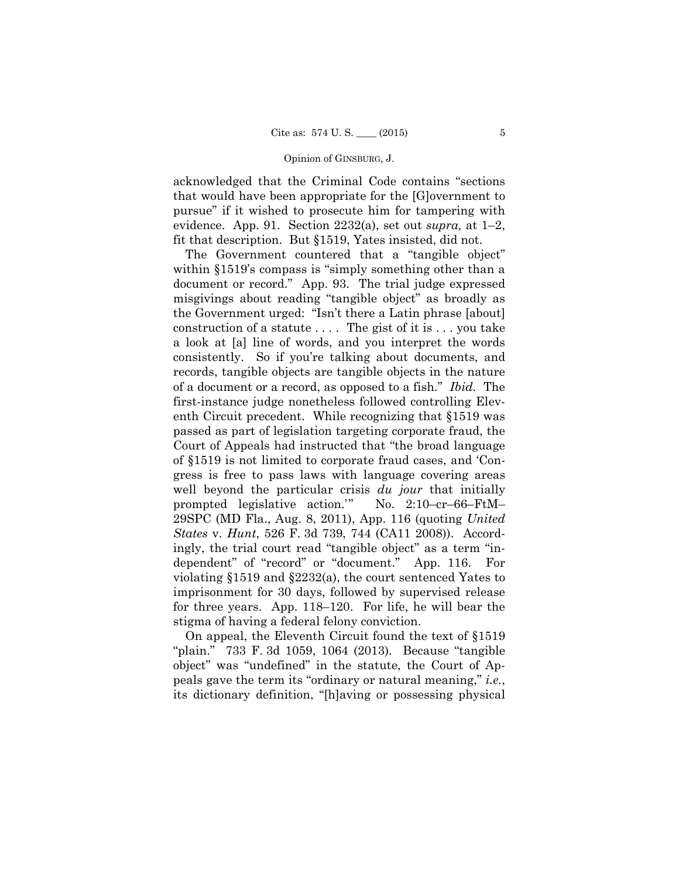acknowledged that the Criminal Code contains "sections that would have been appropriate for the [G]overnment to pursue" if it wished to prosecute him for tampering with evidence. App. 91. Section 2232(a), set out *supra,* at 1–2, fit that description. But §1519, Yates insisted, did not.

The Government countered that a "tangible object" within §1519's compass is "simply something other than a document or record." App. 93. The trial judge expressed misgivings about reading "tangible object" as broadly as the Government urged: "Isn't there a Latin phrase [about] construction of a statute . . . . The gist of it is . . . you take a look at [a] line of words, and you interpret the words consistently. So if you're talking about documents, and records, tangible objects are tangible objects in the nature of a document or a record, as opposed to a fish." *Ibid.* The first-instance judge nonetheless followed controlling Eleventh Circuit precedent. While recognizing that §1519 was passed as part of legislation targeting corporate fraud, the Court of Appeals had instructed that "the broad language of §1519 is not limited to corporate fraud cases, and 'Congress is free to pass laws with language covering areas well beyond the particular crisis *du jour* that initially prompted legislative action.'" No. 2:10–cr–66–FtM–29SPC (MD Fla., Aug. 8, 2011), App. 116 (quoting *United States* v. *Hunt*, 526 F. 3d 739, 744 (CA11 2008)). Accordingly, the trial court read "tangible object" as a term "independent" of "record" or "document." App. 116. For violating §1519 and §2232(a), the court sentenced Yates to imprisonment for 30 days, followed by supervised release for three years. App. 118–120. For life, he will bear the stigma of having a federal felony conviction.

On appeal, the Eleventh Circuit found the text of §1519 "plain." 733 F. 3d 1059, 1064 (2013). Because "tangible object" was "undefined" in the statute, the Court of Appeals gave the term its "ordinary or natural meaning," *i.e.*, its dictionary definition, "[h]aving or possessing physical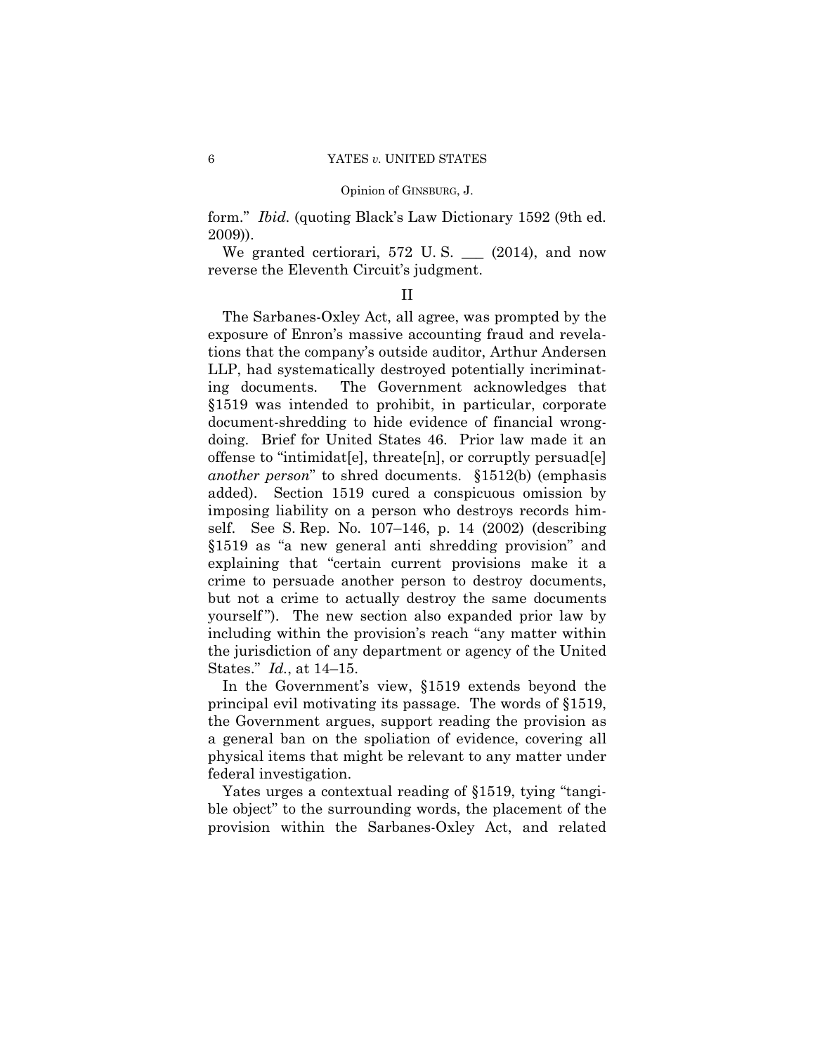form." *Ibid.* (quoting Black's Law Dictionary 1592 (9th ed. 2009)).

We granted certiorari, 572 U. S. ___ (2014), and now reverse the Eleventh Circuit's judgment.

## II

The Sarbanes-Oxley Act, all agree, was prompted by the exposure of Enron's massive accounting fraud and revelations that the company's outside auditor, Arthur Andersen LLP, had systematically destroyed potentially incriminating documents. The Government acknowledges that §1519 was intended to prohibit, in particular, corporate document-shredding to hide evidence of financial wrongdoing. Brief for United States 46. Prior law made it an offense to "intimidat[e], threate[n], or corruptly persuad[e] *another person*" to shred documents. §1512(b) (emphasis added). Section 1519 cured a conspicuous omission by imposing liability on a person who destroys records himself. See S. Rep. No. 107–146, p. 14 (2002) (describing §1519 as "a new general anti shredding provision" and explaining that "certain current provisions make it a crime to persuade another person to destroy documents, but not a crime to actually destroy the same documents yourself"). The new section also expanded prior law by including within the provision's reach "any matter within the jurisdiction of any department or agency of the United States." *Id.*, at 14–15.

In the Government's view, §1519 extends beyond the principal evil motivating its passage. The words of §1519, the Government argues, support reading the provision as a general ban on the spoliation of evidence, covering all physical items that might be relevant to any matter under federal investigation.

Yates urges a contextual reading of §1519, tying "tangible object" to the surrounding words, the placement of the provision within the Sarbanes-Oxley Act, and related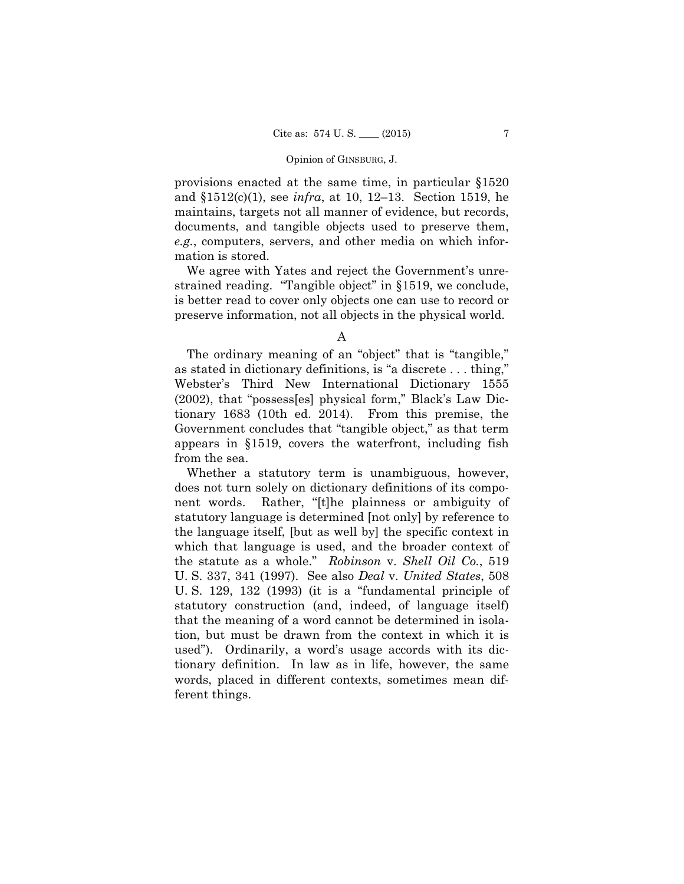provisions enacted at the same time, in particular §1520 and §1512(c)(1), see *infra*, at 10, 12–13. Section 1519, he maintains, targets not all manner of evidence, but records, documents, and tangible objects used to preserve them, *e.g.*, computers, servers, and other media on which information is stored.

We agree with Yates and reject the Government's unrestrained reading. "Tangible object" in §1519, we conclude, is better read to cover only objects one can use to record or preserve information, not all objects in the physical world.

A

The ordinary meaning of an "object" that is "tangible," as stated in dictionary definitions, is "a discrete . . . thing," Webster's Third New International Dictionary 1555 (2002), that "possess[es] physical form," Black's Law Dictionary 1683 (10th ed. 2014). From this premise, the Government concludes that "tangible object," as that term appears in §1519, covers the waterfront, including fish from the sea.

Whether a statutory term is unambiguous, however, does not turn solely on dictionary definitions of its component words. Rather, "[t]he plainness or ambiguity of statutory language is determined [not only] by reference to the language itself, [but as well by] the specific context in which that language is used, and the broader context of the statute as a whole." *Robinson* v. *Shell Oil Co.*, 519 U. S. 337, 341 (1997). See also *Deal* v. *United States*, 508 U. S. 129, 132 (1993) (it is a "fundamental principle of statutory construction (and, indeed, of language itself) that the meaning of a word cannot be determined in isolation, but must be drawn from the context in which it is used"). Ordinarily, a word's usage accords with its dictionary definition. In law as in life, however, the same words, placed in different contexts, sometimes mean different things.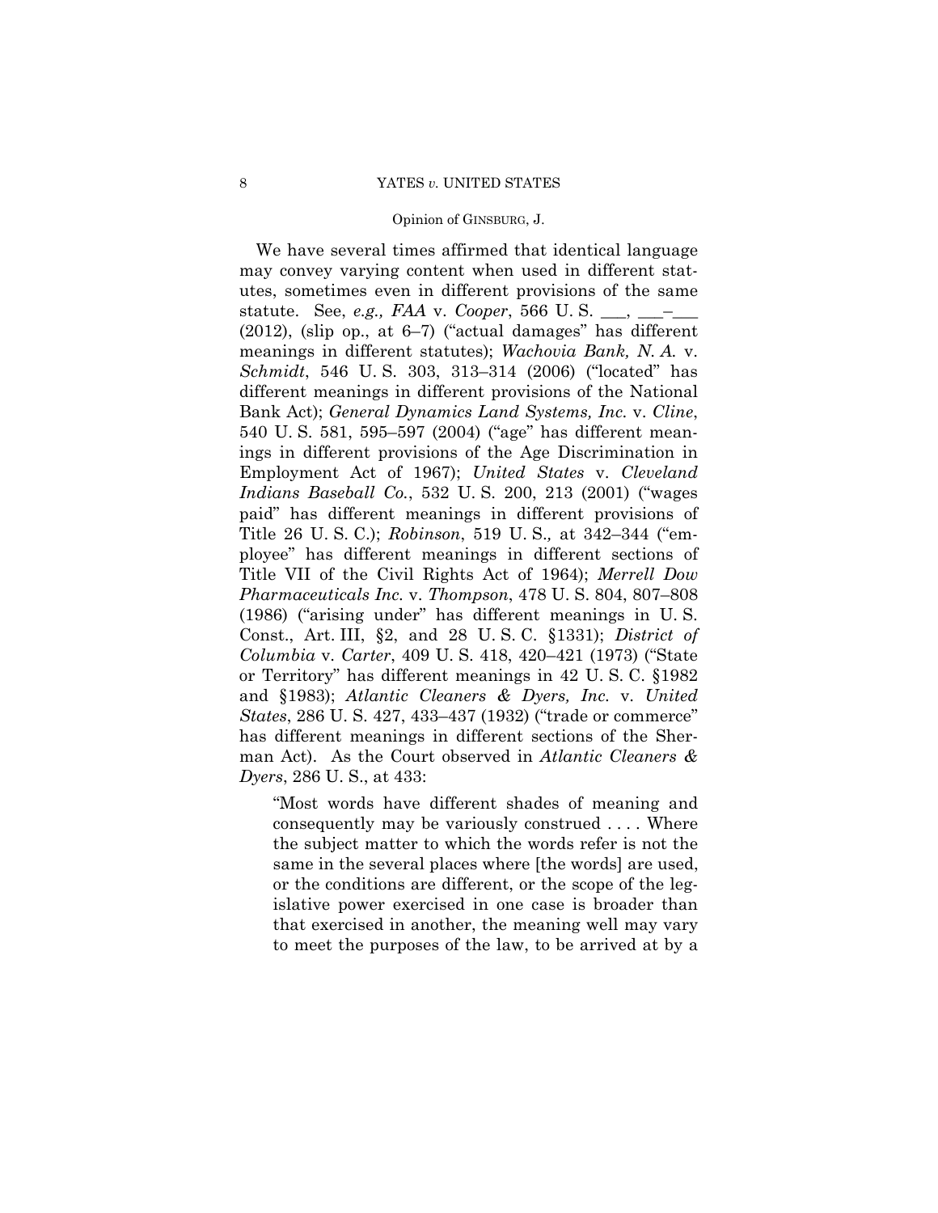We have several times affirmed that identical language may convey varying content when used in different statutes, sometimes even in different provisions of the same statute. See, *e.g., FAA* v. *Cooper*, 566 U. S. ___, ___–___ (2012), (slip op., at 6–7) ("actual damages" has different meanings in different statutes); *Wachovia Bank, N. A.* v. *Schmidt*, 546 U. S. 303, 313–314 (2006) ("located" has different meanings in different provisions of the National Bank Act); *General Dynamics Land Systems, Inc.* v. *Cline*, 540 U. S. 581, 595–597 (2004) ("age" has different meanings in different provisions of the Age Discrimination in Employment Act of 1967); *United States* v. *Cleveland Indians Baseball Co.*, 532 U. S. 200, 213 (2001) ("wages paid" has different meanings in different provisions of Title 26 U. S. C.); *Robinson*, 519 U. S., at 342–344 ("employee" has different meanings in different sections of Title VII of the Civil Rights Act of 1964); *Merrell Dow Pharmaceuticals Inc.* v. *Thompson*, 478 U. S. 804, 807–808 (1986) ("arising under" has different meanings in U. S. Const., Art. III, §2, and 28 U. S. C. §1331); *District of Columbia* v. *Carter*, 409 U. S. 418, 420–421 (1973) ("State or Territory" has different meanings in 42 U. S. C. §1982 and §1983); *Atlantic Cleaners & Dyers, Inc.* v. *United States*, 286 U. S. 427, 433–437 (1932) ("trade or commerce" has different meanings in different sections of the Sherman Act). As the Court observed in *Atlantic Cleaners & Dyers*, 286 U. S., at 433:

> "Most words have different shades of meaning and consequently may be variously construed . . . . Where the subject matter to which the words refer is not the same in the several places where [the words] are used, or the conditions are different, or the scope of the legislative power exercised in one case is broader than that exercised in another, the meaning well may vary to meet the purposes of the law, to be arrived at by a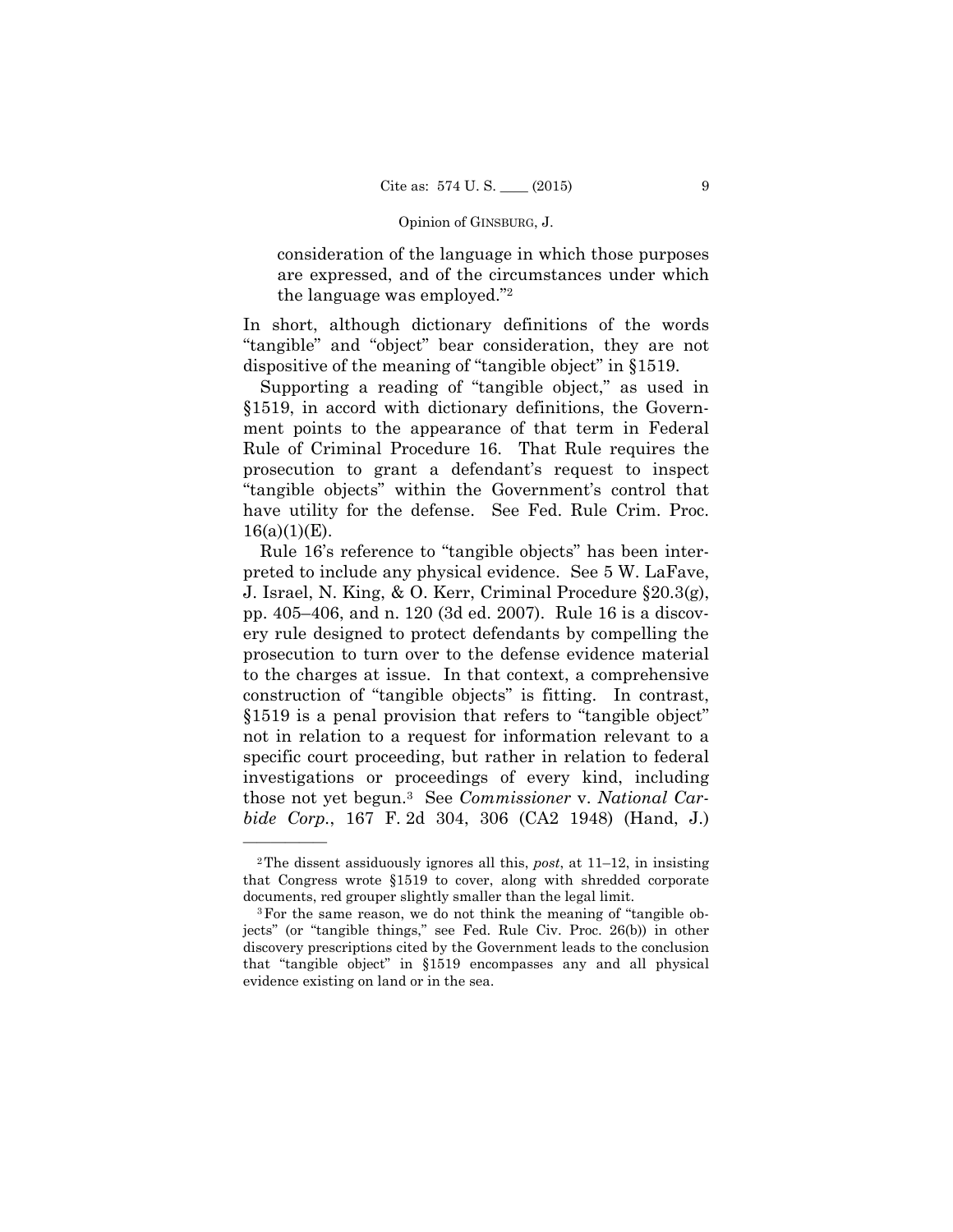consideration of the language in which those purposes are expressed, and of the circumstances under which the language was employed."[2]

In short, although dictionary definitions of the words "tangible" and "object" bear consideration, they are not dispositive of the meaning of "tangible object" in §1519.

Supporting a reading of "tangible object," as used in §1519, in accord with dictionary definitions, the Government points to the appearance of that term in Federal Rule of Criminal Procedure 16. That Rule requires the prosecution to grant a defendant's request to inspect "tangible objects" within the Government's control that have utility for the defense. See Fed. Rule Crim. Proc. 16(a)(1)(E).

Rule 16's reference to "tangible objects" has been interpreted to include any physical evidence. See 5 W. LaFave, J. Israel, N. King, & O. Kerr, Criminal Procedure §20.3(g), pp. 405–406, and n. 120 (3d ed. 2007). Rule 16 is a discovery rule designed to protect defendants by compelling the prosecution to turn over to the defense evidence material to the charges at issue. In that context, a comprehensive construction of "tangible objects" is fitting. In contrast, §1519 is a penal provision that refers to "tangible object" not in relation to a request for information relevant to a specific court proceeding, but rather in relation to federal investigations or proceedings of every kind, including those not yet begun.[3] See *Commissioner* v. *National Carbide Corp.*, 167 F. 2d 304, 306 (CA2 1948) (Hand, J.)

---

[2] The dissent assiduously ignores all this, *post*, at 11–12, in insisting that Congress wrote §1519 to cover, along with shredded corporate documents, red grouper slightly smaller than the legal limit.

[3] For the same reason, we do not think the meaning of "tangible objects" (or "tangible things," see Fed. Rule Civ. Proc. 26(b)) in other discovery prescriptions cited by the Government leads to the conclusion that "tangible object" in §1519 encompasses any and all physical evidence existing on land or in the sea.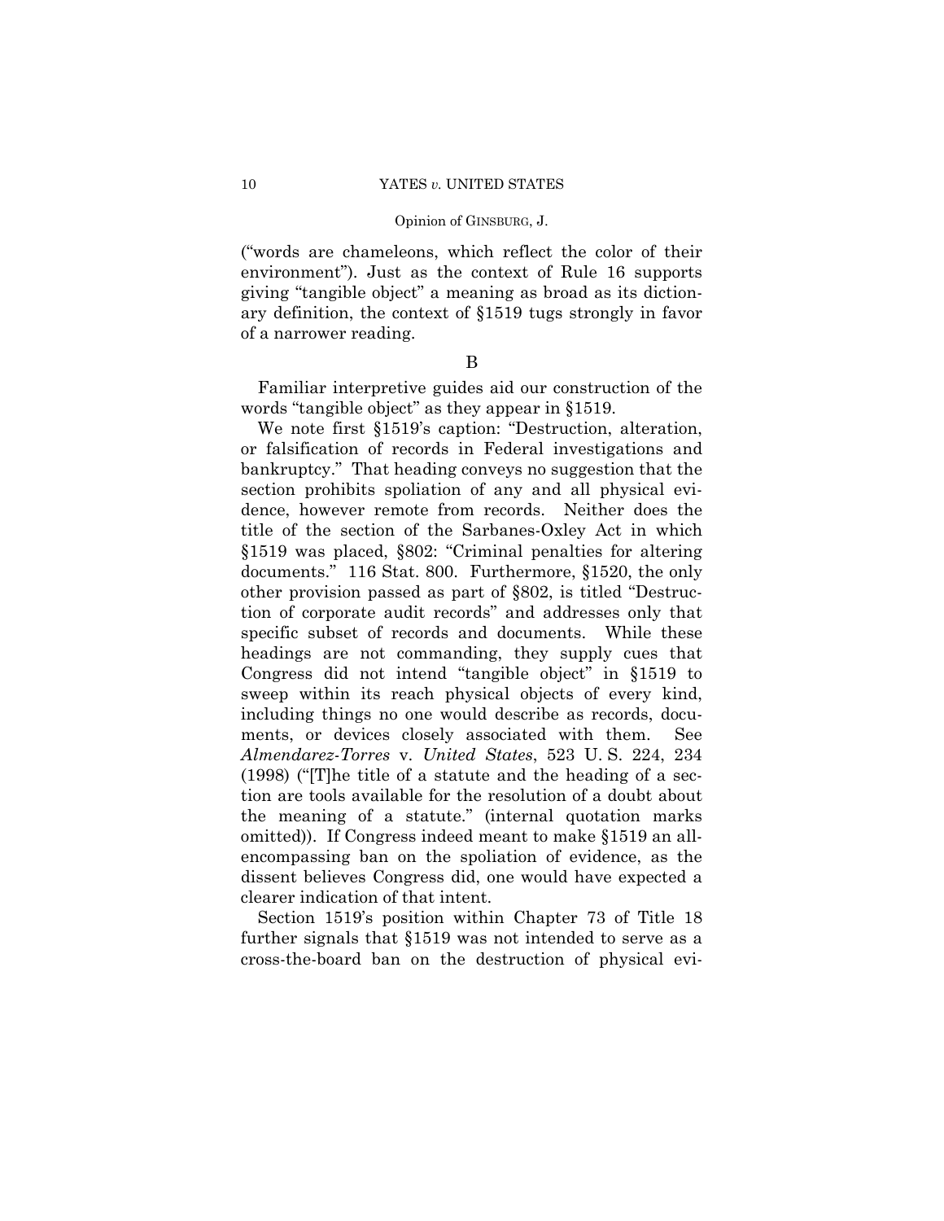("words are chameleons, which reflect the color of their environment"). Just as the context of Rule 16 supports giving "tangible object" a meaning as broad as its dictionary definition, the context of §1519 tugs strongly in favor of a narrower reading.

B

Familiar interpretive guides aid our construction of the words "tangible object" as they appear in §1519.

We note first §1519's caption: "Destruction, alteration, or falsification of records in Federal investigations and bankruptcy." That heading conveys no suggestion that the section prohibits spoliation of any and all physical evidence, however remote from records. Neither does the title of the section of the Sarbanes-Oxley Act in which §1519 was placed, §802: "Criminal penalties for altering documents." 116 Stat. 800. Furthermore, §1520, the only other provision passed as part of §802, is titled "Destruction of corporate audit records" and addresses only that specific subset of records and documents. While these headings are not commanding, they supply cues that Congress did not intend "tangible object" in §1519 to sweep within its reach physical objects of every kind, including things no one would describe as records, documents, or devices closely associated with them. See *Almendarez-Torres* v. *United States*, 523 U. S. 224, 234 (1998) ("[T]he title of a statute and the heading of a section are tools available for the resolution of a doubt about the meaning of a statute." (internal quotation marks omitted)). If Congress indeed meant to make §1519 an all-encompassing ban on the spoliation of evidence, as the dissent believes Congress did, one would have expected a clearer indication of that intent.

Section 1519's position within Chapter 73 of Title 18 further signals that §1519 was not intended to serve as a cross-the-board ban on the destruction of physical evi-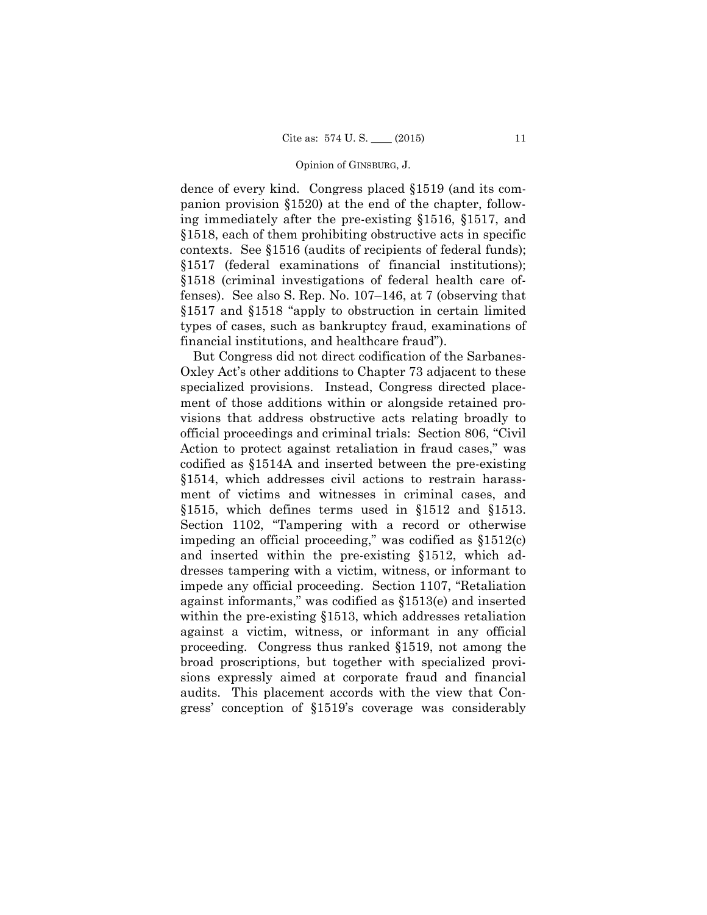dence of every kind. Congress placed §1519 (and its companion provision §1520) at the end of the chapter, following immediately after the pre-existing §1516, §1517, and §1518, each of them prohibiting obstructive acts in specific contexts. See §1516 (audits of recipients of federal funds); §1517 (federal examinations of financial institutions); §1518 (criminal investigations of federal health care offenses). See also S. Rep. No. 107–146, at 7 (observing that §1517 and §1518 "apply to obstruction in certain limited types of cases, such as bankruptcy fraud, examinations of financial institutions, and healthcare fraud").

But Congress did not direct codification of the Sarbanes-Oxley Act's other additions to Chapter 73 adjacent to these specialized provisions. Instead, Congress directed placement of those additions within or alongside retained provisions that address obstructive acts relating broadly to official proceedings and criminal trials: Section 806, "Civil Action to protect against retaliation in fraud cases," was codified as §1514A and inserted between the pre-existing §1514, which addresses civil actions to restrain harassment of victims and witnesses in criminal cases, and §1515, which defines terms used in §1512 and §1513. Section 1102, "Tampering with a record or otherwise impeding an official proceeding," was codified as §1512(c) and inserted within the pre-existing §1512, which addresses tampering with a victim, witness, or informant to impede any official proceeding. Section 1107, "Retaliation against informants," was codified as §1513(e) and inserted within the pre-existing §1513, which addresses retaliation against a victim, witness, or informant in any official proceeding. Congress thus ranked §1519, not among the broad proscriptions, but together with specialized provisions expressly aimed at corporate fraud and financial audits. This placement accords with the view that Congress' conception of §1519's coverage was considerably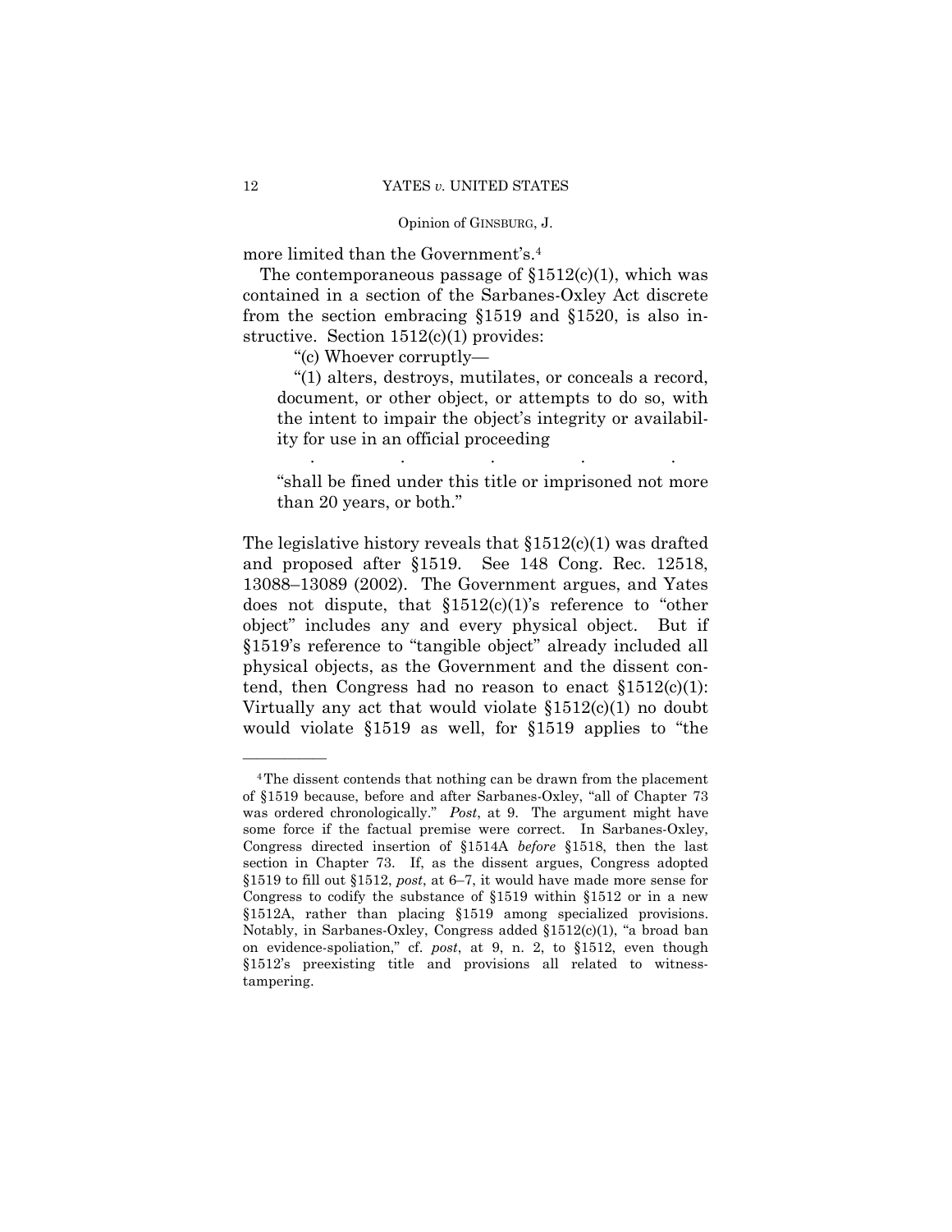more limited than the Government's.[4]

The contemporaneous passage of §1512(c)(1), which was contained in a section of the Sarbanes-Oxley Act discrete from the section embracing §1519 and §1520, is also instructive. Section 1512(c)(1) provides:

> "(c) Whoever corruptly—
>
> "(1) alters, destroys, mutilates, or conceals a record, document, or other object, or attempts to do so, with the intent to impair the object's integrity or availability for use in an official proceeding
>
> . . . . .
>
> "shall be fined under this title or imprisoned not more than 20 years, or both."

The legislative history reveals that §1512(c)(1) was drafted and proposed after §1519. See 148 Cong. Rec. 12518, 13088–13089 (2002). The Government argues, and Yates does not dispute, that §1512(c)(1)'s reference to "other object" includes any and every physical object. But if §1519's reference to "tangible object" already included all physical objects, as the Government and the dissent contend, then Congress had no reason to enact §1512(c)(1): Virtually any act that would violate §1512(c)(1) no doubt would violate §1519 as well, for §1519 applies to "the

---

[4] The dissent contends that nothing can be drawn from the placement of §1519 because, before and after Sarbanes-Oxley, "all of Chapter 73 was ordered chronologically." *Post*, at 9. The argument might have some force if the factual premise were correct. In Sarbanes-Oxley, Congress directed insertion of §1514A *before* §1518, then the last section in Chapter 73. If, as the dissent argues, Congress adopted §1519 to fill out §1512, *post*, at 6–7, it would have made more sense for Congress to codify the substance of §1519 within §1512 or in a new §1512A, rather than placing §1519 among specialized provisions. Notably, in Sarbanes-Oxley, Congress added §1512(c)(1), "a broad ban on evidence-spoliation," cf. *post*, at 9, n. 2, to §1512, even though §1512's preexisting title and provisions all related to witness-tampering.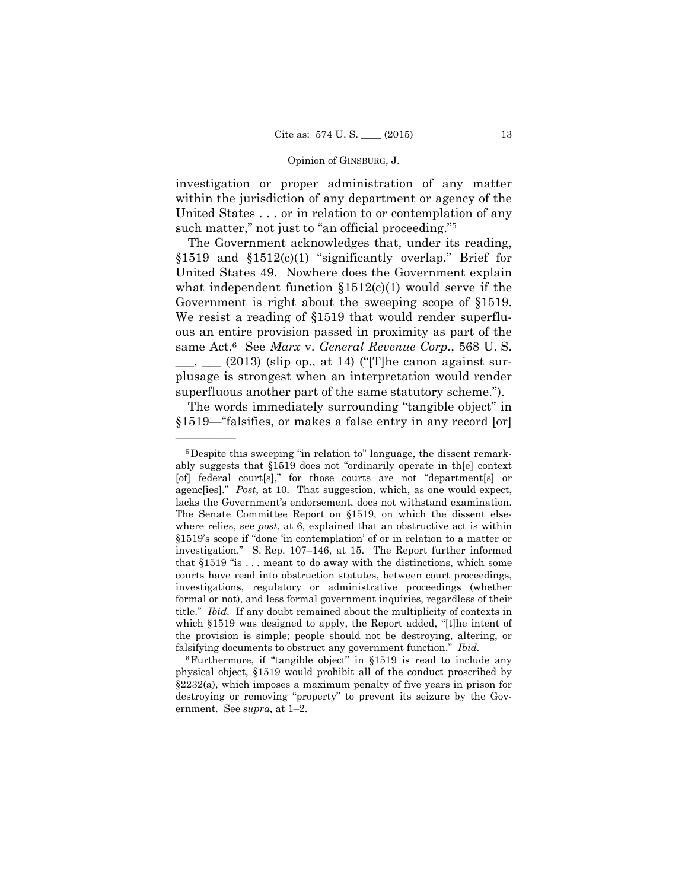investigation or proper administration of any matter within the jurisdiction of any department or agency of the United States . . . or in relation to or contemplation of any such matter," not just to "an official proceeding."[5]

The Government acknowledges that, under its reading, §1519 and §1512(c)(1) "significantly overlap." Brief for United States 49. Nowhere does the Government explain what independent function §1512(c)(1) would serve if the Government is right about the sweeping scope of §1519. We resist a reading of §1519 that would render superfluous an entire provision passed in proximity as part of the same Act.[6] See *Marx* v. *General Revenue Corp.*, 568 U. S. \_\_\_, \_\_\_ (2013) (slip op., at 14) ("[T]he canon against surplusage is strongest when an interpretation would render superfluous another part of the same statutory scheme.").

The words immediately surrounding "tangible object" in §1519—"falsifies, or makes a false entry in any record [or]

---

[5] Despite this sweeping "in relation to" language, the dissent remarkably suggests that §1519 does not "ordinarily operate in th[e] context [of] federal court[s]," for those courts are not "department[s] or agenc[ies]." *Post*, at 10. That suggestion, which, as one would expect, lacks the Government's endorsement, does not withstand examination. The Senate Committee Report on §1519, on which the dissent elsewhere relies, see *post*, at 6, explained that an obstructive act is within §1519's scope if "done 'in contemplation' of or in relation to a matter or investigation." S. Rep. 107–146, at 15. The Report further informed that §1519 "is . . . meant to do away with the distinctions, which some courts have read into obstruction statutes, between court proceedings, investigations, regulatory or administrative proceedings (whether formal or not), and less formal government inquiries, regardless of their title." *Ibid.* If any doubt remained about the multiplicity of contexts in which §1519 was designed to apply, the Report added, "[t]he intent of the provision is simple; people should not be destroying, altering, or falsifying documents to obstruct any government function." *Ibid.*

[6] Furthermore, if "tangible object" in §1519 is read to include any physical object, §1519 would prohibit all of the conduct proscribed by §2232(a), which imposes a maximum penalty of five years in prison for destroying or removing "property" to prevent its seizure by the Government. See *supra,* at 1–2.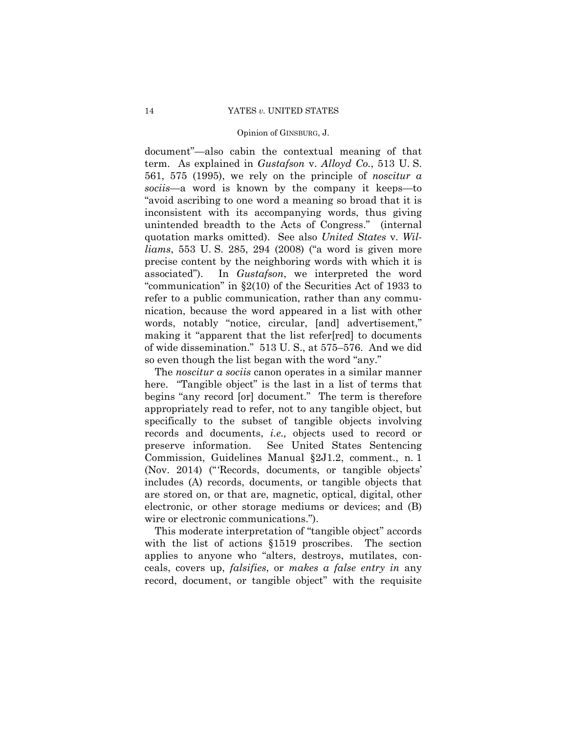document"—also cabin the contextual meaning of that term. As explained in *Gustafson* v. *Alloyd Co.*, 513 U. S. 561, 575 (1995), we rely on the principle of *noscitur a sociis*—a word is known by the company it keeps—to "avoid ascribing to one word a meaning so broad that it is inconsistent with its accompanying words, thus giving unintended breadth to the Acts of Congress." (internal quotation marks omitted). See also *United States* v. *Williams*, 553 U. S. 285, 294 (2008) ("a word is given more precise content by the neighboring words with which it is associated"). In *Gustafson*, we interpreted the word "communication" in §2(10) of the Securities Act of 1933 to refer to a public communication, rather than any communication, because the word appeared in a list with other words, notably "notice, circular, [and] advertisement," making it "apparent that the list refer[red] to documents of wide dissemination." 513 U. S., at 575–576. And we did so even though the list began with the word "any."

The *noscitur a sociis* canon operates in a similar manner here. "Tangible object" is the last in a list of terms that begins "any record [or] document." The term is therefore appropriately read to refer, not to any tangible object, but specifically to the subset of tangible objects involving records and documents, *i.e.,* objects used to record or preserve information. See United States Sentencing Commission, Guidelines Manual §2J1.2, comment., n. 1 (Nov. 2014) ("'Records, documents, or tangible objects' includes (A) records, documents, or tangible objects that are stored on, or that are, magnetic, optical, digital, other electronic, or other storage mediums or devices; and (B) wire or electronic communications.").

This moderate interpretation of "tangible object" accords with the list of actions §1519 proscribes. The section applies to anyone who "alters, destroys, mutilates, conceals, covers up, *falsifies*, or *makes a false entry in* any record, document, or tangible object" with the requisite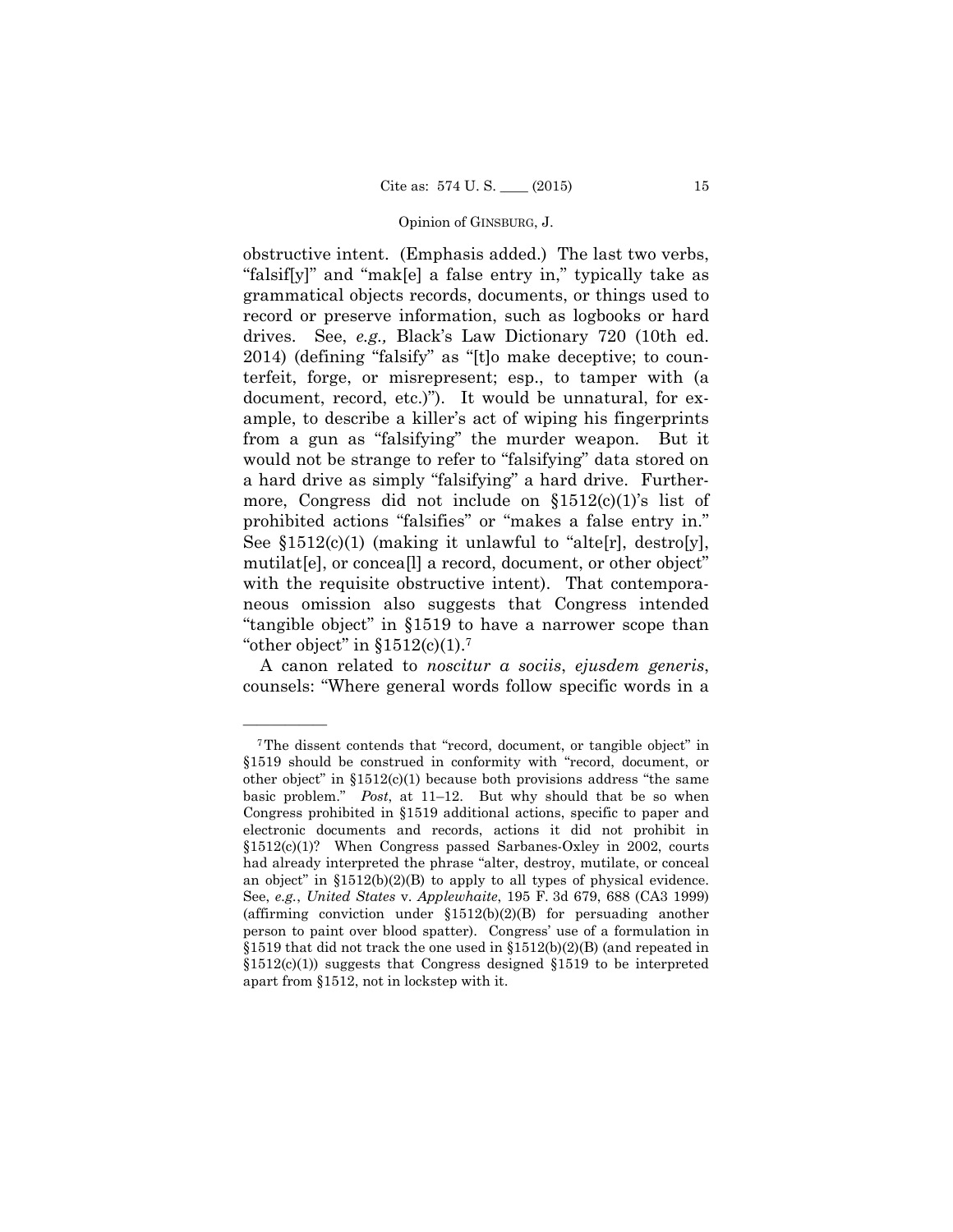obstructive intent. (Emphasis added.) The last two verbs, "falsif[y]" and "mak[e] a false entry in," typically take as grammatical objects records, documents, or things used to record or preserve information, such as logbooks or hard drives. See, *e.g.,* Black's Law Dictionary 720 (10th ed. 2014) (defining "falsify" as "[t]o make deceptive; to counterfeit, forge, or misrepresent; esp., to tamper with (a document, record, etc.)"). It would be unnatural, for example, to describe a killer's act of wiping his fingerprints from a gun as "falsifying" the murder weapon. But it would not be strange to refer to "falsifying" data stored on a hard drive as simply "falsifying" a hard drive. Furthermore, Congress did not include on §1512(c)(1)'s list of prohibited actions "falsifies" or "makes a false entry in." See §1512(c)(1) (making it unlawful to "alte[r], destro[y], mutilat[e], or concea[l] a record, document, or other object" with the requisite obstructive intent). That contemporaneous omission also suggests that Congress intended "tangible object" in §1519 to have a narrower scope than "other object" in §1512(c)(1).[7]

A canon related to *noscitur a sociis*, *ejusdem generis*, counsels: "Where general words follow specific words in a

---

[7] The dissent contends that "record, document, or tangible object" in §1519 should be construed in conformity with "record, document, or other object" in §1512(c)(1) because both provisions address "the same basic problem." *Post*, at 11–12. But why should that be so when Congress prohibited in §1519 additional actions, specific to paper and electronic documents and records, actions it did not prohibit in §1512(c)(1)? When Congress passed Sarbanes-Oxley in 2002, courts had already interpreted the phrase "alter, destroy, mutilate, or conceal an object" in §1512(b)(2)(B) to apply to all types of physical evidence. See, *e.g.*, *United States* v. *Applewhaite*, 195 F. 3d 679, 688 (CA3 1999) (affirming conviction under §1512(b)(2)(B) for persuading another person to paint over blood spatter). Congress' use of a formulation in §1519 that did not track the one used in §1512(b)(2)(B) (and repeated in §1512(c)(1)) suggests that Congress designed §1519 to be interpreted apart from §1512, not in lockstep with it.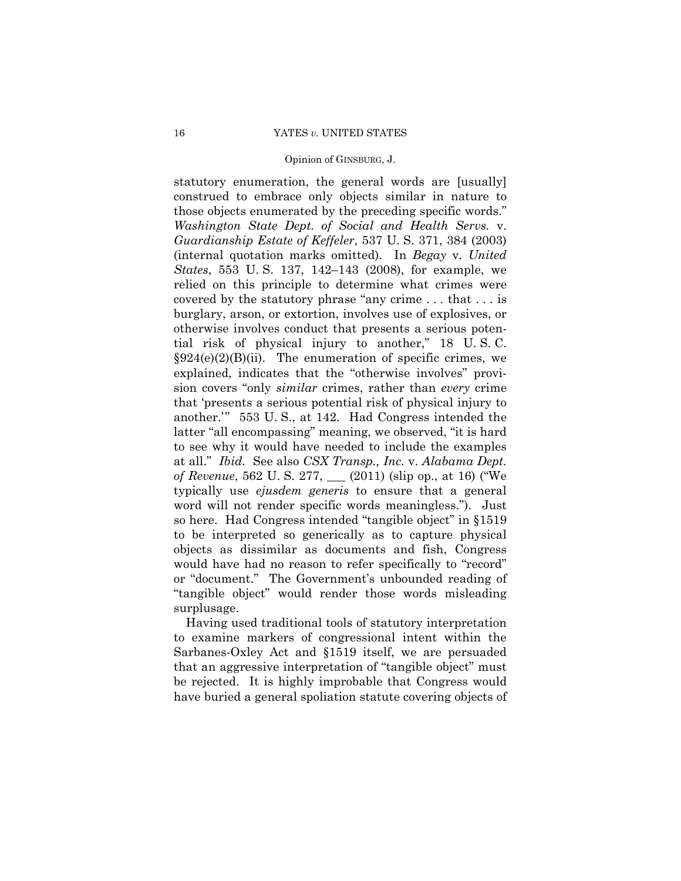statutory enumeration, the general words are [usually] construed to embrace only objects similar in nature to those objects enumerated by the preceding specific words." *Washington State Dept. of Social and Health Servs.* v. *Guardianship Estate of Keffeler*, 537 U. S. 371, 384 (2003) (internal quotation marks omitted). In *Begay* v. *United States*, 553 U. S. 137, 142–143 (2008), for example, we relied on this principle to determine what crimes were covered by the statutory phrase "any crime . . . that . . . is burglary, arson, or extortion, involves use of explosives, or otherwise involves conduct that presents a serious potential risk of physical injury to another," 18 U. S. C. §924(e)(2)(B)(ii). The enumeration of specific crimes, we explained, indicates that the "otherwise involves" provision covers "only *similar* crimes, rather than *every* crime that 'presents a serious potential risk of physical injury to another.'" 553 U. S., at 142. Had Congress intended the latter "all encompassing" meaning, we observed, "it is hard to see why it would have needed to include the examples at all." *Ibid.* See also *CSX Transp., Inc.* v. *Alabama Dept. of Revenue*, 562 U. S. 277, ___ (2011) (slip op., at 16) ("We typically use *ejusdem generis* to ensure that a general word will not render specific words meaningless."). Just so here. Had Congress intended "tangible object" in §1519 to be interpreted so generically as to capture physical objects as dissimilar as documents and fish, Congress would have had no reason to refer specifically to "record" or "document." The Government's unbounded reading of "tangible object" would render those words misleading surplusage.

Having used traditional tools of statutory interpretation to examine markers of congressional intent within the Sarbanes-Oxley Act and §1519 itself, we are persuaded that an aggressive interpretation of "tangible object" must be rejected. It is highly improbable that Congress would have buried a general spoliation statute covering objects of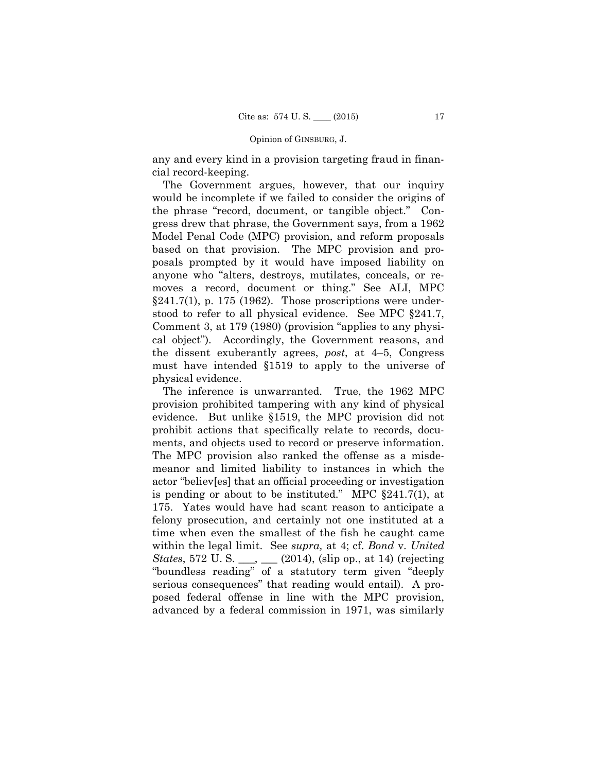any and every kind in a provision targeting fraud in financial record-keeping.

The Government argues, however, that our inquiry would be incomplete if we failed to consider the origins of the phrase "record, document, or tangible object." Congress drew that phrase, the Government says, from a 1962 Model Penal Code (MPC) provision, and reform proposals based on that provision. The MPC provision and proposals prompted by it would have imposed liability on anyone who "alters, destroys, mutilates, conceals, or removes a record, document or thing." See ALI, MPC §241.7(1), p. 175 (1962). Those proscriptions were understood to refer to all physical evidence. See MPC §241.7, Comment 3, at 179 (1980) (provision "applies to any physical object"). Accordingly, the Government reasons, and the dissent exuberantly agrees, *post*, at 4–5, Congress must have intended §1519 to apply to the universe of physical evidence.

The inference is unwarranted. True, the 1962 MPC provision prohibited tampering with any kind of physical evidence. But unlike §1519, the MPC provision did not prohibit actions that specifically relate to records, documents, and objects used to record or preserve information. The MPC provision also ranked the offense as a misdemeanor and limited liability to instances in which the actor "believ[es] that an official proceeding or investigation is pending or about to be instituted." MPC §241.7(1), at 175. Yates would have had scant reason to anticipate a felony prosecution, and certainly not one instituted at a time when even the smallest of the fish he caught came within the legal limit. See *supra,* at 4; cf. *Bond* v. *United States*, 572 U. S. ___, ___ (2014), (slip op., at 14) (rejecting "boundless reading" of a statutory term given "deeply serious consequences" that reading would entail). A proposed federal offense in line with the MPC provision, advanced by a federal commission in 1971, was similarly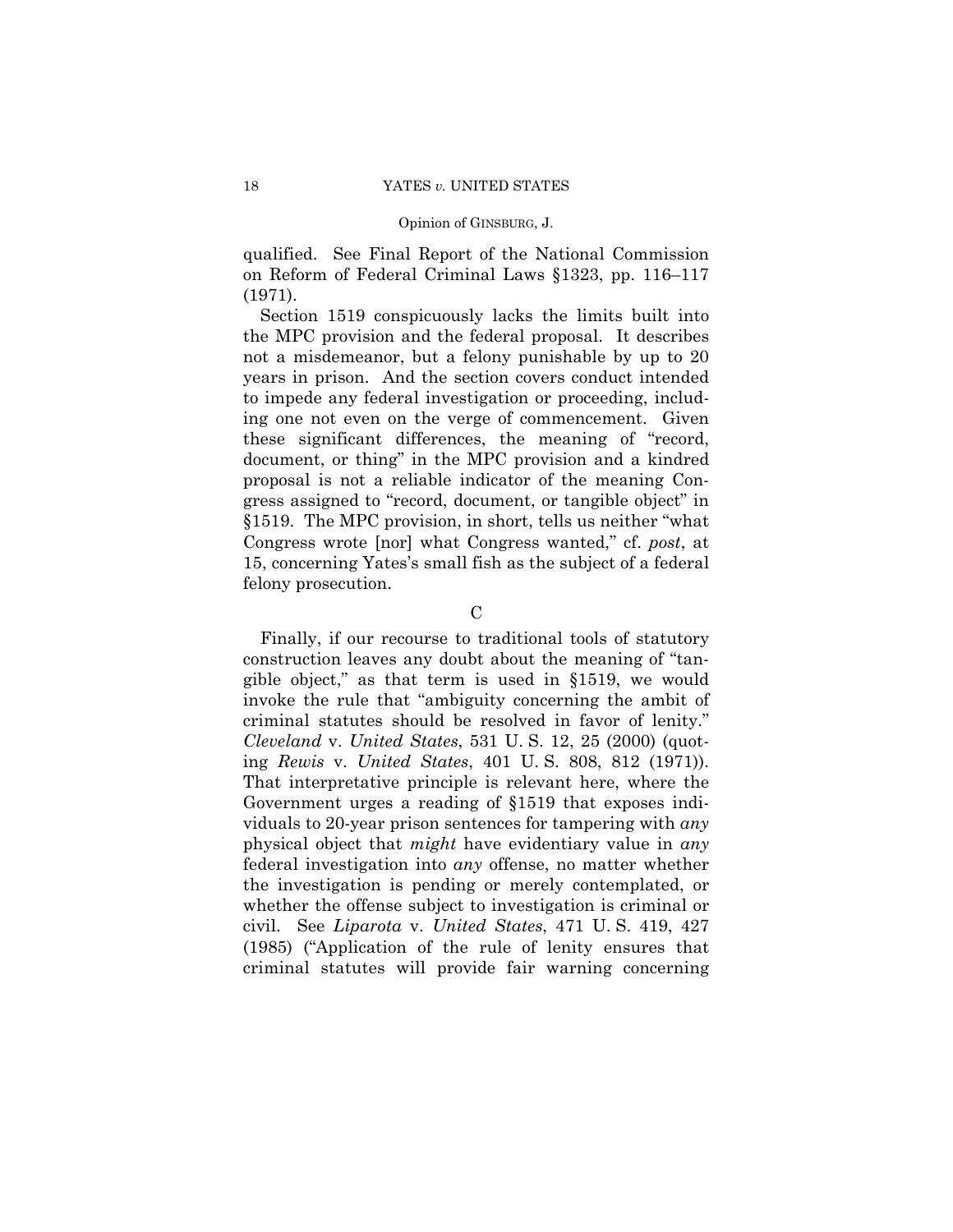qualified. See Final Report of the National Commission on Reform of Federal Criminal Laws §1323, pp. 116–117 (1971).

Section 1519 conspicuously lacks the limits built into the MPC provision and the federal proposal. It describes not a misdemeanor, but a felony punishable by up to 20 years in prison. And the section covers conduct intended to impede any federal investigation or proceeding, including one not even on the verge of commencement. Given these significant differences, the meaning of "record, document, or thing" in the MPC provision and a kindred proposal is not a reliable indicator of the meaning Congress assigned to "record, document, or tangible object" in §1519. The MPC provision, in short, tells us neither "what Congress wrote [nor] what Congress wanted," cf. *post*, at 15, concerning Yates's small fish as the subject of a federal felony prosecution.

C

Finally, if our recourse to traditional tools of statutory construction leaves any doubt about the meaning of "tangible object," as that term is used in §1519, we would invoke the rule that "ambiguity concerning the ambit of criminal statutes should be resolved in favor of lenity." *Cleveland* v. *United States*, 531 U. S. 12, 25 (2000) (quoting *Rewis* v. *United States*, 401 U. S. 808, 812 (1971)). That interpretative principle is relevant here, where the Government urges a reading of §1519 that exposes individuals to 20-year prison sentences for tampering with *any* physical object that *might* have evidentiary value in *any* federal investigation into *any* offense, no matter whether the investigation is pending or merely contemplated, or whether the offense subject to investigation is criminal or civil. See *Liparota* v. *United States*, 471 U. S. 419, 427 (1985) ("Application of the rule of lenity ensures that criminal statutes will provide fair warning concerning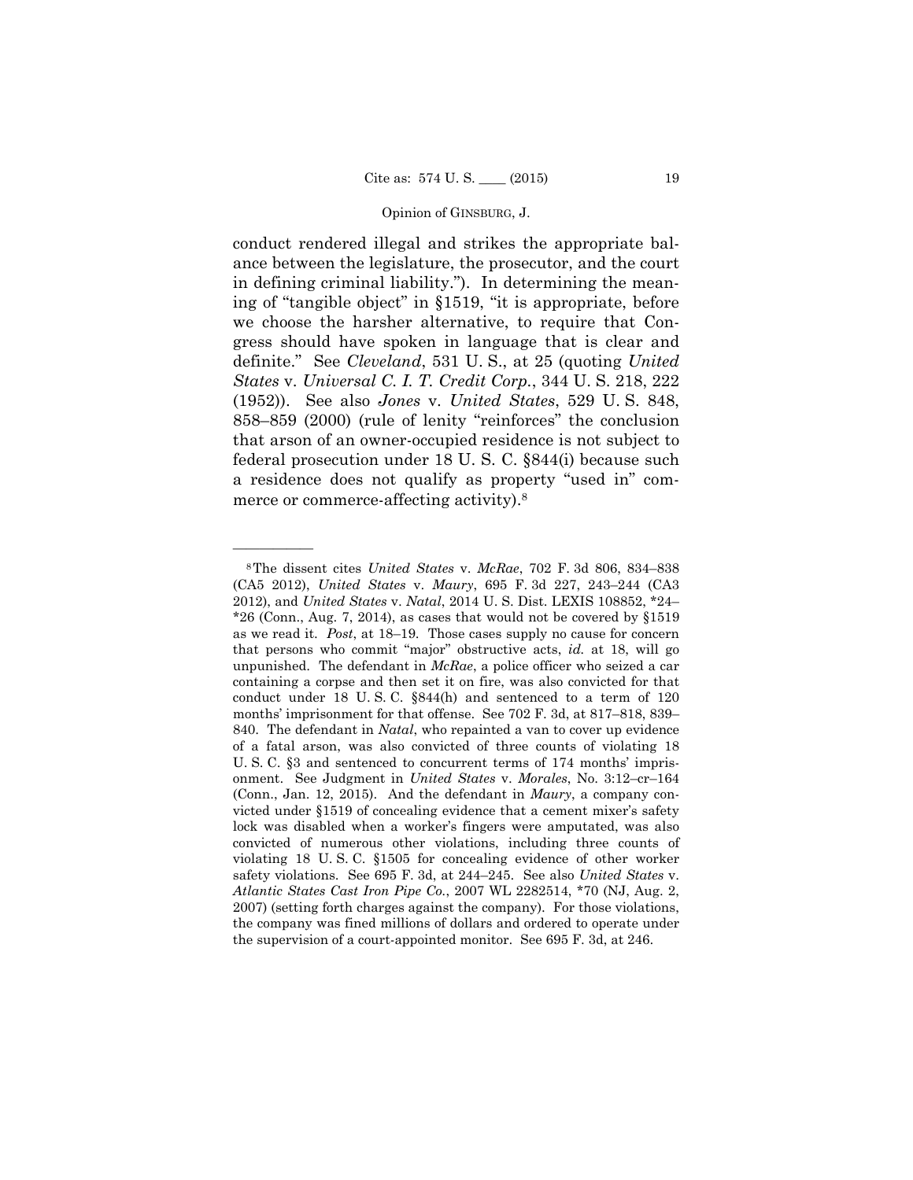conduct rendered illegal and strikes the appropriate balance between the legislature, the prosecutor, and the court in defining criminal liability."). In determining the meaning of "tangible object" in §1519, "it is appropriate, before we choose the harsher alternative, to require that Congress should have spoken in language that is clear and definite." See *Cleveland*, 531 U. S., at 25 (quoting *United States* v. *Universal C. I. T. Credit Corp.*, 344 U. S. 218, 222 (1952)). See also *Jones* v. *United States*, 529 U. S. 848, 858–859 (2000) (rule of lenity "reinforces" the conclusion that arson of an owner-occupied residence is not subject to federal prosecution under 18 U. S. C. §844(i) because such a residence does not qualify as property "used in" commerce or commerce-affecting activity).[8]

---

[8] The dissent cites *United States* v. *McRae*, 702 F. 3d 806, 834–838 (CA5 2012), *United States* v. *Maury*, 695 F. 3d 227, 243–244 (CA3 2012), and *United States* v. *Natal*, 2014 U. S. Dist. LEXIS 108852, *24–*26 (Conn., Aug. 7, 2014), as cases that would not be covered by §1519 as we read it. *Post*, at 18–19. Those cases supply no cause for concern that persons who commit "major" obstructive acts, *id.* at 18, will go unpunished. The defendant in *McRae*, a police officer who seized a car containing a corpse and then set it on fire, was also convicted for that conduct under 18 U. S. C. §844(h) and sentenced to a term of 120 months' imprisonment for that offense. See 702 F. 3d, at 817–818, 839–840. The defendant in *Natal*, who repainted a van to cover up evidence of a fatal arson, was also convicted of three counts of violating 18 U. S. C. §3 and sentenced to concurrent terms of 174 months' imprisonment. See Judgment in *United States* v. *Morales*, No. 3:12–cr–164 (Conn., Jan. 12, 2015). And the defendant in *Maury*, a company convicted under §1519 of concealing evidence that a cement mixer's safety lock was disabled when a worker's fingers were amputated, was also convicted of numerous other violations, including three counts of violating 18 U. S. C. §1505 for concealing evidence of other worker safety violations. See 695 F. 3d, at 244–245. See also *United States* v. *Atlantic States Cast Iron Pipe Co.*, 2007 WL 2282514, *70 (NJ, Aug. 2, 2007) (setting forth charges against the company). For those violations, the company was fined millions of dollars and ordered to operate under the supervision of a court-appointed monitor. See 695 F. 3d, at 246.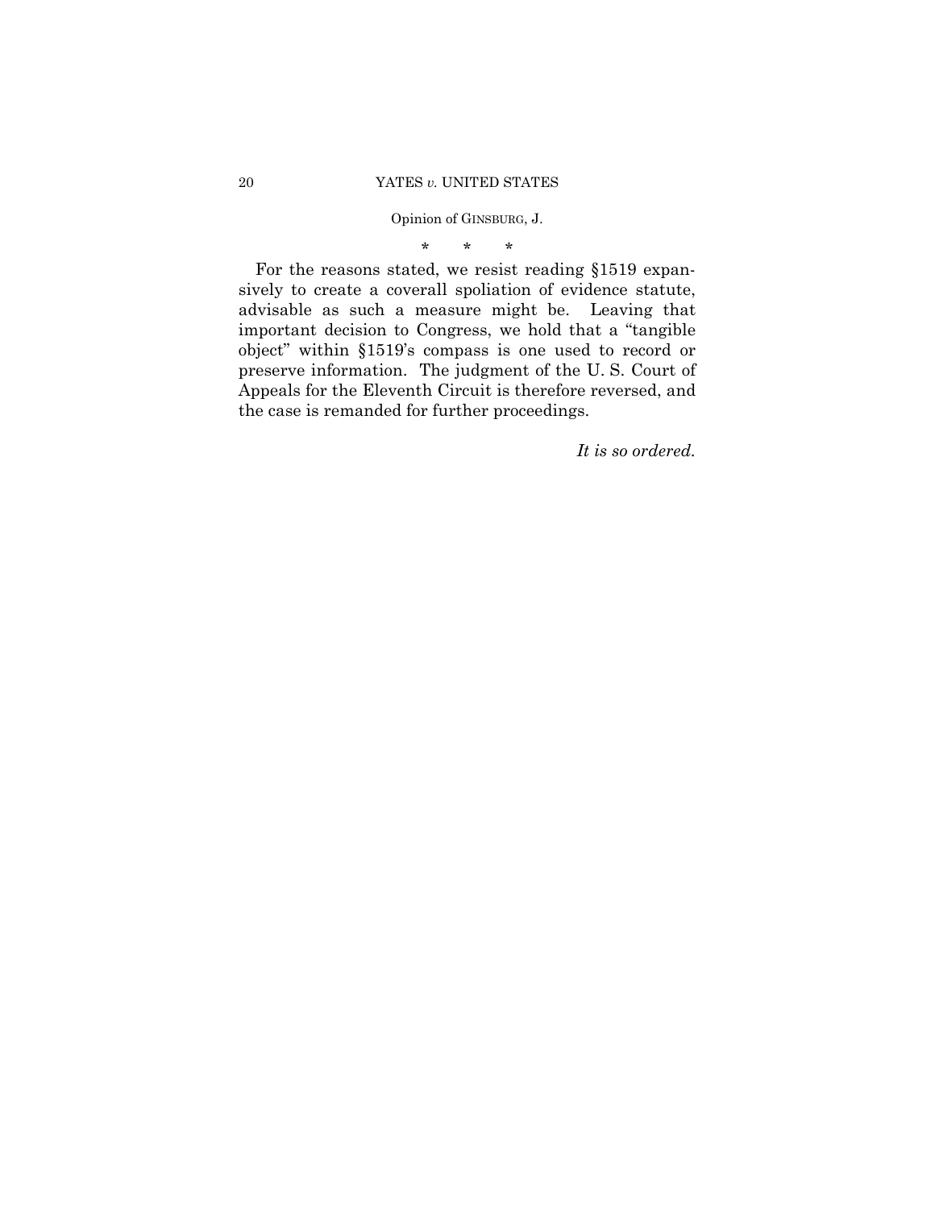\*   \*   \*

For the reasons stated, we resist reading §1519 expansively to create a coverall spoliation of evidence statute, advisable as such a measure might be. Leaving that important decision to Congress, we hold that a "tangible object" within §1519's compass is one used to record or preserve information. The judgment of the U. S. Court of Appeals for the Eleventh Circuit is therefore reversed, and the case is remanded for further proceedings.

*It is so ordered.*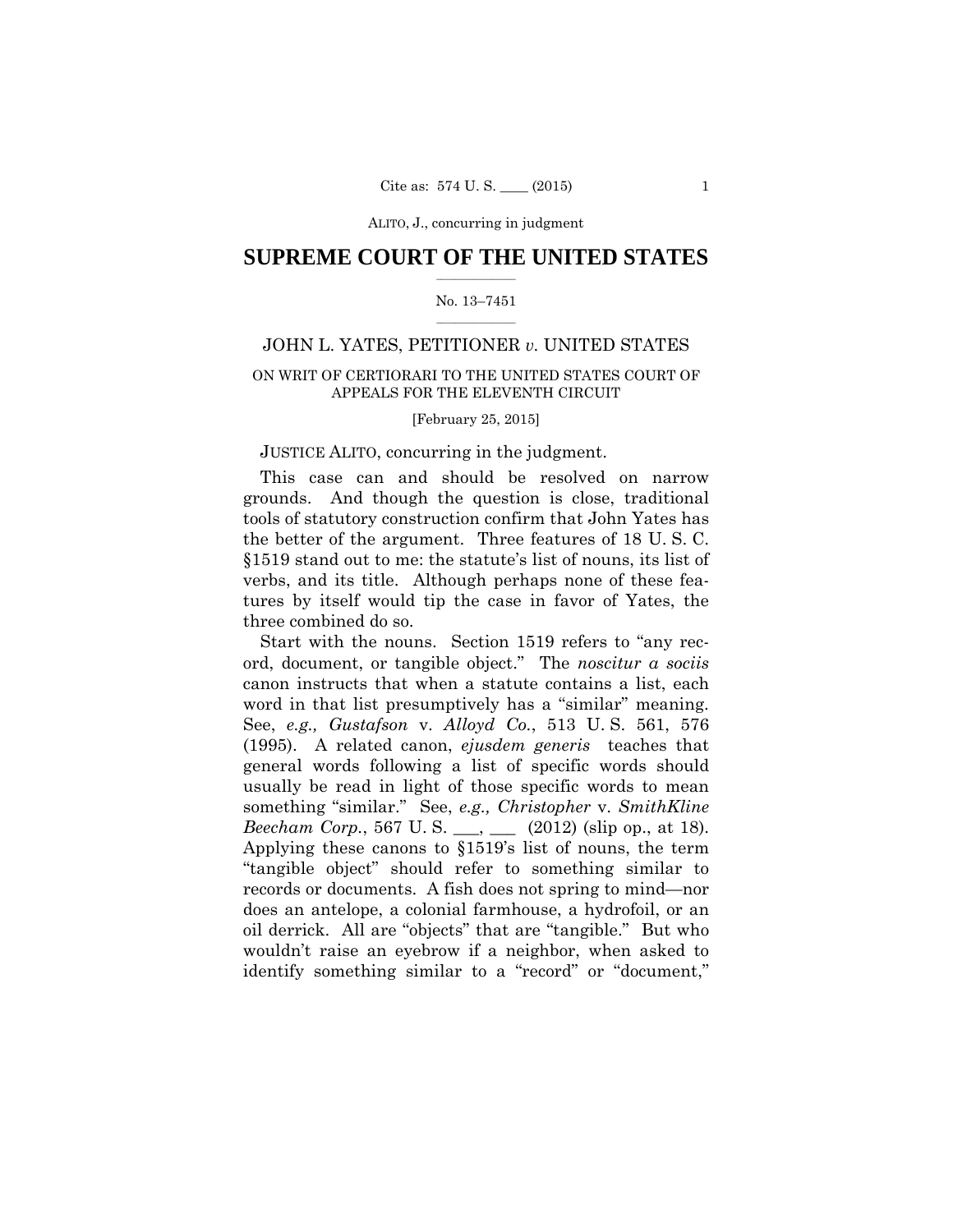# SUPREME COURT OF THE UNITED STATES

No. 13–7451

JOHN L. YATES, PETITIONER *v.* UNITED STATES

ON WRIT OF CERTIORARI TO THE UNITED STATES COURT OF APPEALS FOR THE ELEVENTH CIRCUIT

[February 25, 2015]

JUSTICE ALITO, concurring in the judgment.

This case can and should be resolved on narrow grounds. And though the question is close, traditional tools of statutory construction confirm that John Yates has the better of the argument. Three features of 18 U. S. C. §1519 stand out to me: the statute's list of nouns, its list of verbs, and its title. Although perhaps none of these features by itself would tip the case in favor of Yates, the three combined do so.

Start with the nouns. Section 1519 refers to "any record, document, or tangible object." The *noscitur a sociis* canon instructs that when a statute contains a list, each word in that list presumptively has a "similar" meaning. See, *e.g., Gustafson* v. *Alloyd Co.*, 513 U. S. 561, 576 (1995). A related canon, *ejusdem generis* teaches that general words following a list of specific words should usually be read in light of those specific words to mean something "similar." See, *e.g., Christopher* v. *SmithKline Beecham Corp.*, 567 U. S. \_\_\_, \_\_\_ (2012) (slip op., at 18). Applying these canons to §1519's list of nouns, the term "tangible object" should refer to something similar to records or documents. A fish does not spring to mind—nor does an antelope, a colonial farmhouse, a hydrofoil, or an oil derrick. All are "objects" that are "tangible." But who wouldn't raise an eyebrow if a neighbor, when asked to identify something similar to a "record" or "document,"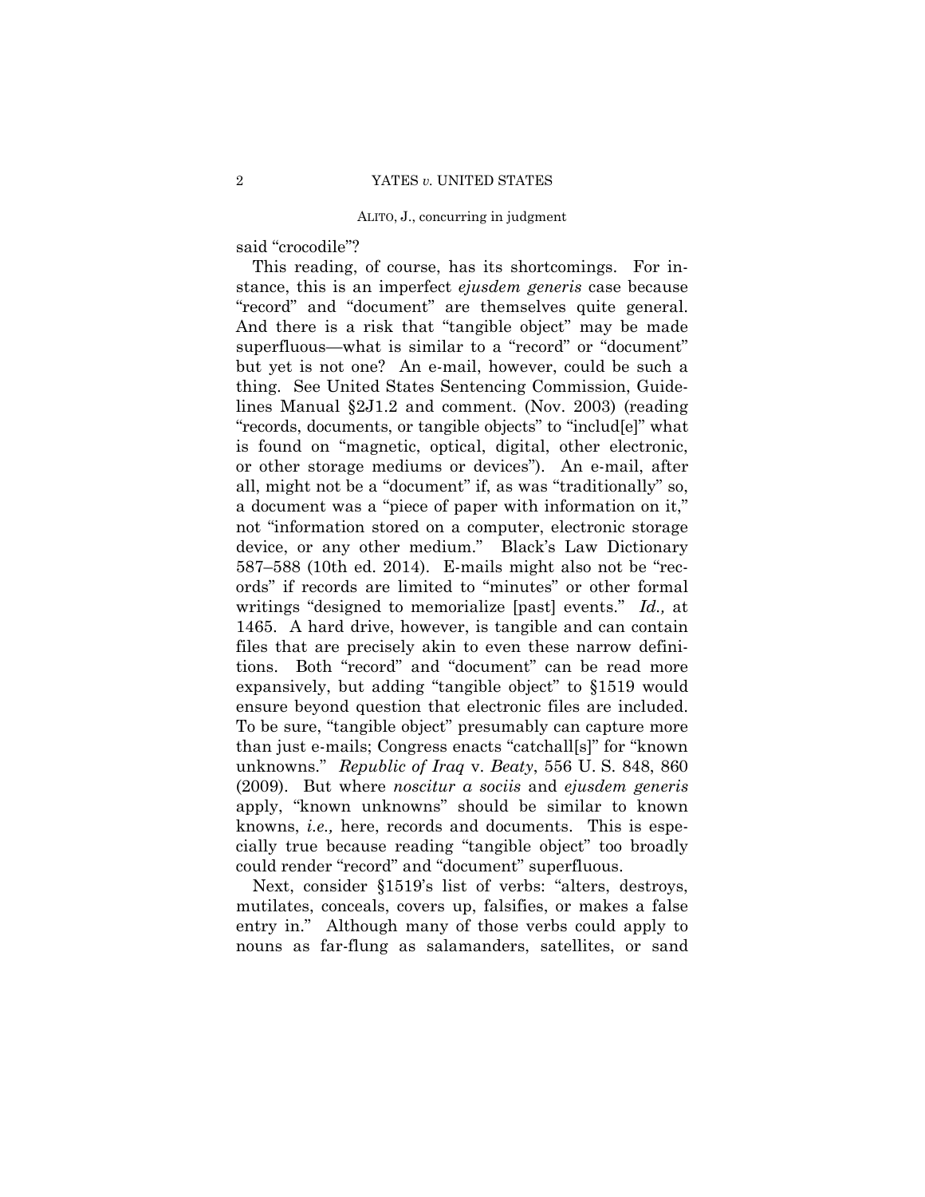said "crocodile"?

This reading, of course, has its shortcomings. For instance, this is an imperfect *ejusdem generis* case because "record" and "document" are themselves quite general. And there is a risk that "tangible object" may be made superfluous—what is similar to a "record" or "document" but yet is not one? An e-mail, however, could be such a thing. See United States Sentencing Commission, Guidelines Manual §2J1.2 and comment. (Nov. 2003) (reading "records, documents, or tangible objects" to "includ[e]" what is found on "magnetic, optical, digital, other electronic, or other storage mediums or devices"). An e-mail, after all, might not be a "document" if, as was "traditionally" so, a document was a "piece of paper with information on it," not "information stored on a computer, electronic storage device, or any other medium." Black's Law Dictionary 587–588 (10th ed. 2014). E-mails might also not be "records" if records are limited to "minutes" or other formal writings "designed to memorialize [past] events." *Id.,* at 1465. A hard drive, however, is tangible and can contain files that are precisely akin to even these narrow definitions. Both "record" and "document" can be read more expansively, but adding "tangible object" to §1519 would ensure beyond question that electronic files are included. To be sure, "tangible object" presumably can capture more than just e-mails; Congress enacts "catchall[s]" for "known unknowns." *Republic of Iraq* v. *Beaty*, 556 U. S. 848, 860 (2009). But where *noscitur a sociis* and *ejusdem generis* apply, "known unknowns" should be similar to known knowns, *i.e.,* here, records and documents. This is especially true because reading "tangible object" too broadly could render "record" and "document" superfluous.

Next, consider §1519's list of verbs: "alters, destroys, mutilates, conceals, covers up, falsifies, or makes a false entry in." Although many of those verbs could apply to nouns as far-flung as salamanders, satellites, or sand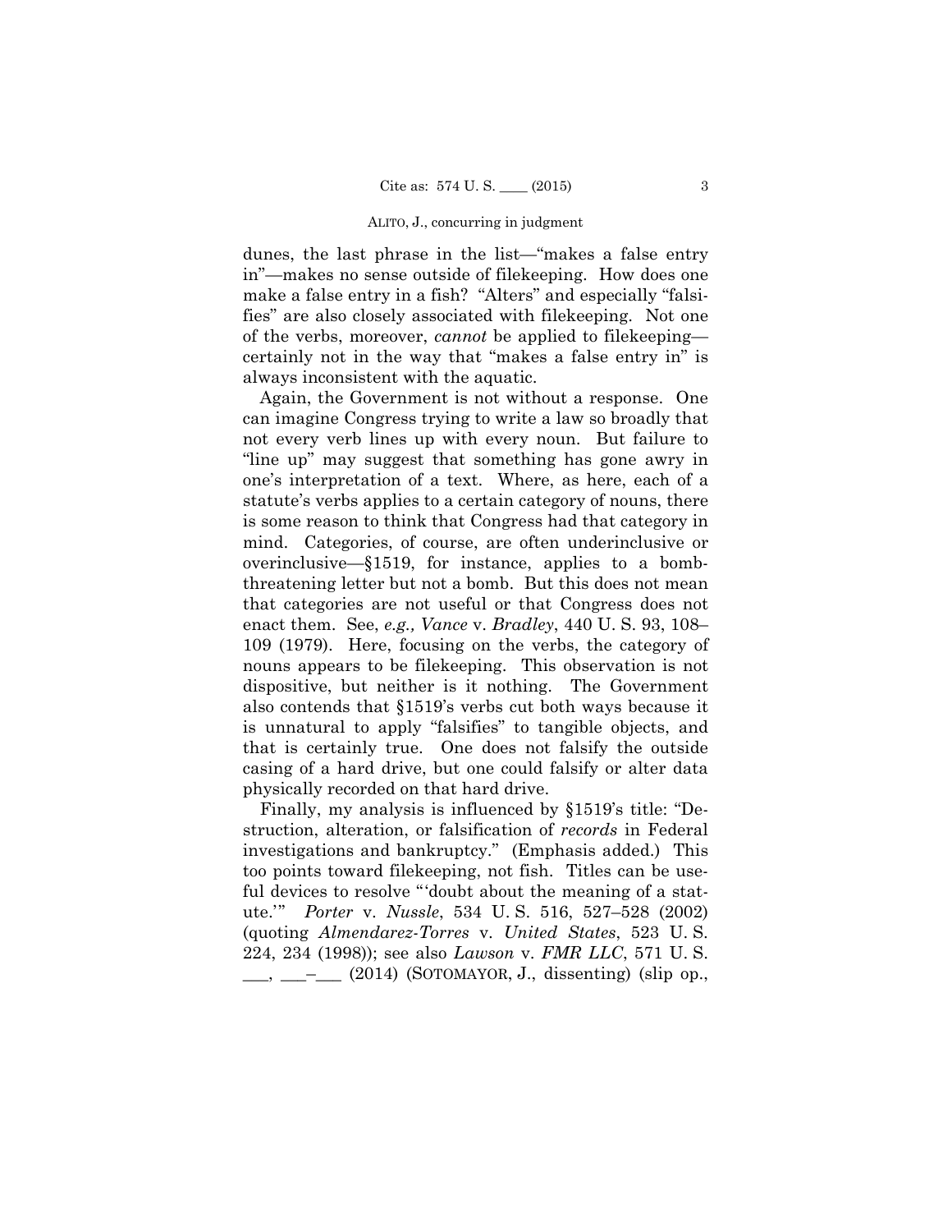dunes, the last phrase in the list—"makes a false entry in"—makes no sense outside of filekeeping. How does one make a false entry in a fish? "Alters" and especially "falsifies" are also closely associated with filekeeping. Not one of the verbs, moreover, *cannot* be applied to filekeeping—certainly not in the way that "makes a false entry in" is always inconsistent with the aquatic.

Again, the Government is not without a response. One can imagine Congress trying to write a law so broadly that not every verb lines up with every noun. But failure to "line up" may suggest that something has gone awry in one's interpretation of a text. Where, as here, each of a statute's verbs applies to a certain category of nouns, there is some reason to think that Congress had that category in mind. Categories, of course, are often underinclusive or overinclusive—§1519, for instance, applies to a bomb-threatening letter but not a bomb. But this does not mean that categories are not useful or that Congress does not enact them. See, *e.g., Vance* v. *Bradley*, 440 U. S. 93, 108–109 (1979). Here, focusing on the verbs, the category of nouns appears to be filekeeping. This observation is not dispositive, but neither is it nothing. The Government also contends that §1519's verbs cut both ways because it is unnatural to apply "falsifies" to tangible objects, and that is certainly true. One does not falsify the outside casing of a hard drive, but one could falsify or alter data physically recorded on that hard drive.

Finally, my analysis is influenced by §1519's title: "Destruction, alteration, or falsification of *records* in Federal investigations and bankruptcy." (Emphasis added.) This too points toward filekeeping, not fish. Titles can be useful devices to resolve "'doubt about the meaning of a statute.'" *Porter* v. *Nussle*, 534 U. S. 516, 527–528 (2002) (quoting *Almendarez-Torres* v. *United States*, 523 U. S. 224, 234 (1998)); see also *Lawson* v. *FMR LLC*, 571 U. S. ___, ___–___ (2014) (SOTOMAYOR, J., dissenting) (slip op.,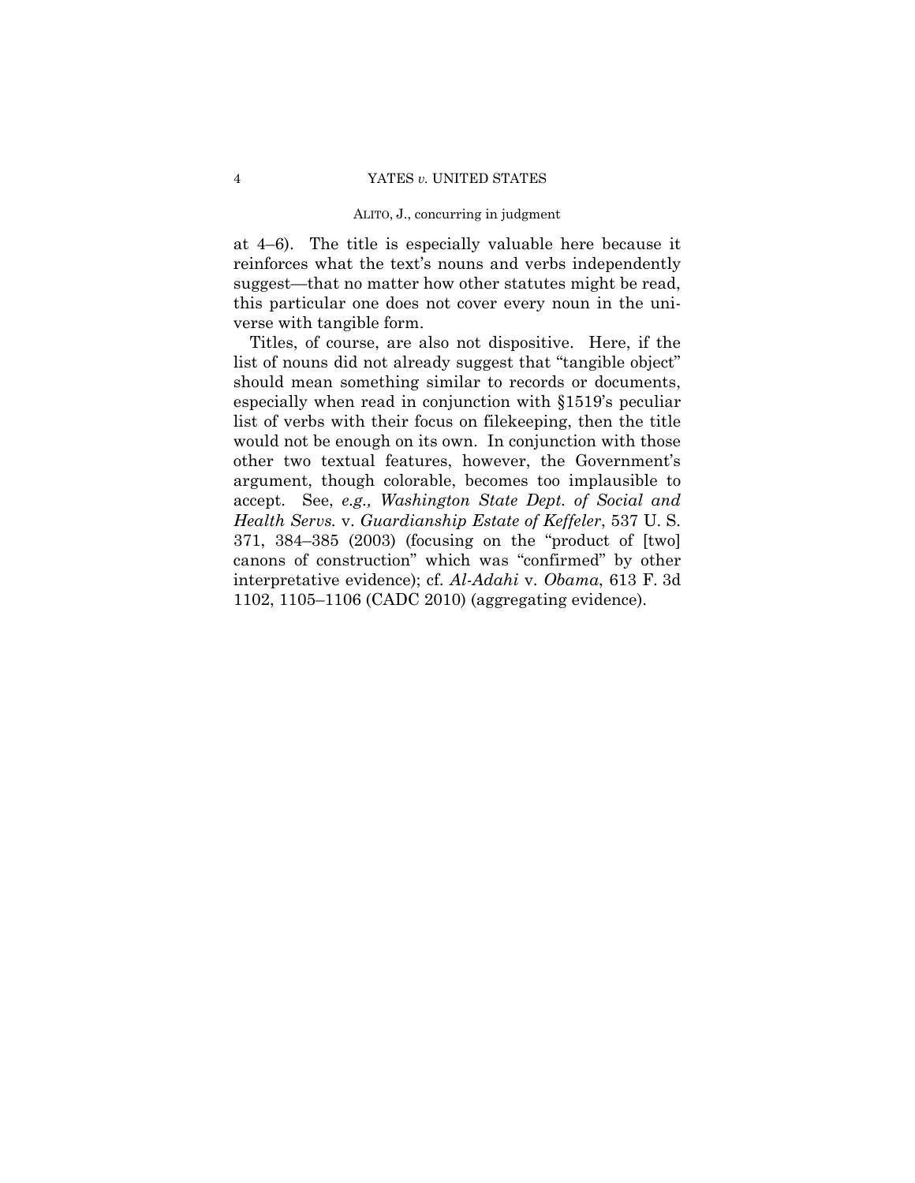at 4–6). The title is especially valuable here because it reinforces what the text's nouns and verbs independently suggest—that no matter how other statutes might be read, this particular one does not cover every noun in the universe with tangible form.

Titles, of course, are also not dispositive. Here, if the list of nouns did not already suggest that "tangible object" should mean something similar to records or documents, especially when read in conjunction with §1519's peculiar list of verbs with their focus on filekeeping, then the title would not be enough on its own. In conjunction with those other two textual features, however, the Government's argument, though colorable, becomes too implausible to accept. See, *e.g., Washington State Dept. of Social and Health Servs.* v. *Guardianship Estate of Keffeler*, 537 U. S. 371, 384–385 (2003) (focusing on the "product of [two] canons of construction" which was "confirmed" by other interpretative evidence); cf. *Al-Adahi* v. *Obama*, 613 F. 3d 1102, 1105–1106 (CADC 2010) (aggregating evidence).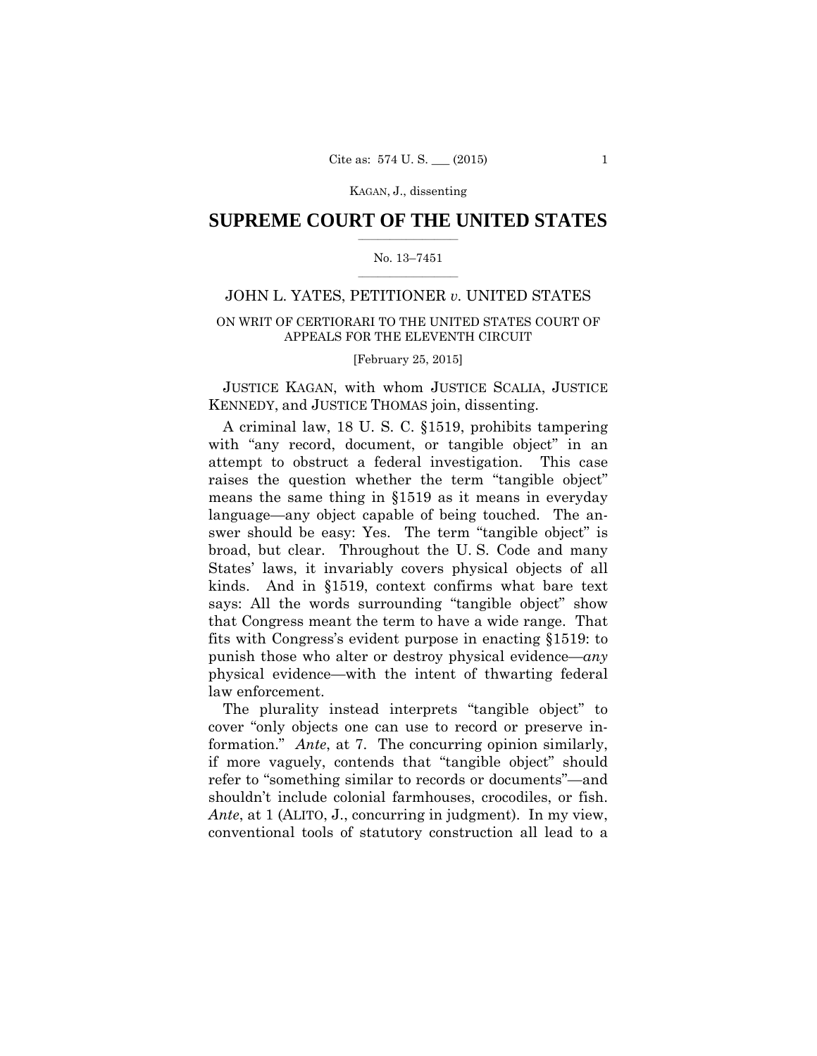# SUPREME COURT OF THE UNITED STATES

No. 13–7451

JOHN L. YATES, PETITIONER *v.* UNITED STATES

ON WRIT OF CERTIORARI TO THE UNITED STATES COURT OF APPEALS FOR THE ELEVENTH CIRCUIT

[February 25, 2015]

JUSTICE KAGAN, with whom JUSTICE SCALIA, JUSTICE KENNEDY, and JUSTICE THOMAS join, dissenting.

A criminal law, 18 U. S. C. §1519, prohibits tampering with "any record, document, or tangible object" in an attempt to obstruct a federal investigation. This case raises the question whether the term "tangible object" means the same thing in §1519 as it means in everyday language—any object capable of being touched. The answer should be easy: Yes. The term "tangible object" is broad, but clear. Throughout the U. S. Code and many States' laws, it invariably covers physical objects of all kinds. And in §1519, context confirms what bare text says: All the words surrounding "tangible object" show that Congress meant the term to have a wide range. That fits with Congress's evident purpose in enacting §1519: to punish those who alter or destroy physical evidence—*any* physical evidence—with the intent of thwarting federal law enforcement.

The plurality instead interprets "tangible object" to cover "only objects one can use to record or preserve information." *Ante*, at 7. The concurring opinion similarly, if more vaguely, contends that "tangible object" should refer to "something similar to records or documents"—and shouldn't include colonial farmhouses, crocodiles, or fish. *Ante*, at 1 (ALITO, J., concurring in judgment). In my view, conventional tools of statutory construction all lead to a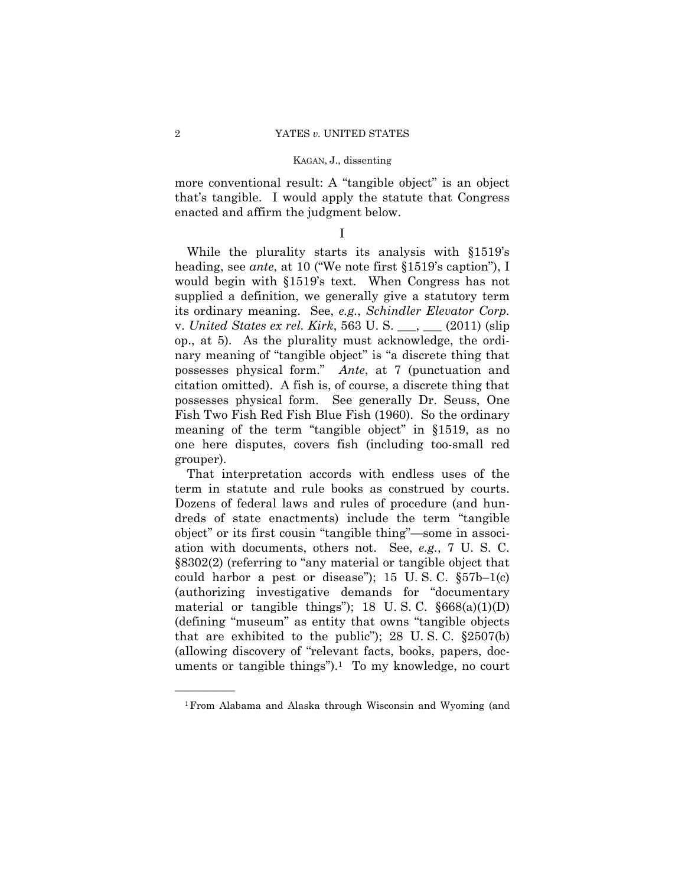more conventional result: A "tangible object" is an object that's tangible. I would apply the statute that Congress enacted and affirm the judgment below.

I

While the plurality starts its analysis with §1519's heading, see *ante*, at 10 ("We note first §1519's caption"), I would begin with §1519's text. When Congress has not supplied a definition, we generally give a statutory term its ordinary meaning. See, *e.g.*, *Schindler Elevator Corp.* v. *United States ex rel. Kirk*, 563 U. S. ___, ___ (2011) (slip op., at 5). As the plurality must acknowledge, the ordinary meaning of "tangible object" is "a discrete thing that possesses physical form." *Ante*, at 7 (punctuation and citation omitted). A fish is, of course, a discrete thing that possesses physical form. See generally Dr. Seuss, One Fish Two Fish Red Fish Blue Fish (1960). So the ordinary meaning of the term "tangible object" in §1519, as no one here disputes, covers fish (including too-small red grouper).

That interpretation accords with endless uses of the term in statute and rule books as construed by courts. Dozens of federal laws and rules of procedure (and hundreds of state enactments) include the term "tangible object" or its first cousin "tangible thing"—some in association with documents, others not. See, *e.g.*, 7 U. S. C. §8302(2) (referring to "any material or tangible object that could harbor a pest or disease"); 15 U. S. C. §57b–1(c) (authorizing investigative demands for "documentary material or tangible things"); 18 U. S. C. §668(a)(1)(D) (defining "museum" as entity that owns "tangible objects that are exhibited to the public"); 28 U. S. C. §2507(b) (allowing discovery of "relevant facts, books, papers, documents or tangible things").[1] To my knowledge, no court

---

[1] From Alabama and Alaska through Wisconsin and Wyoming (and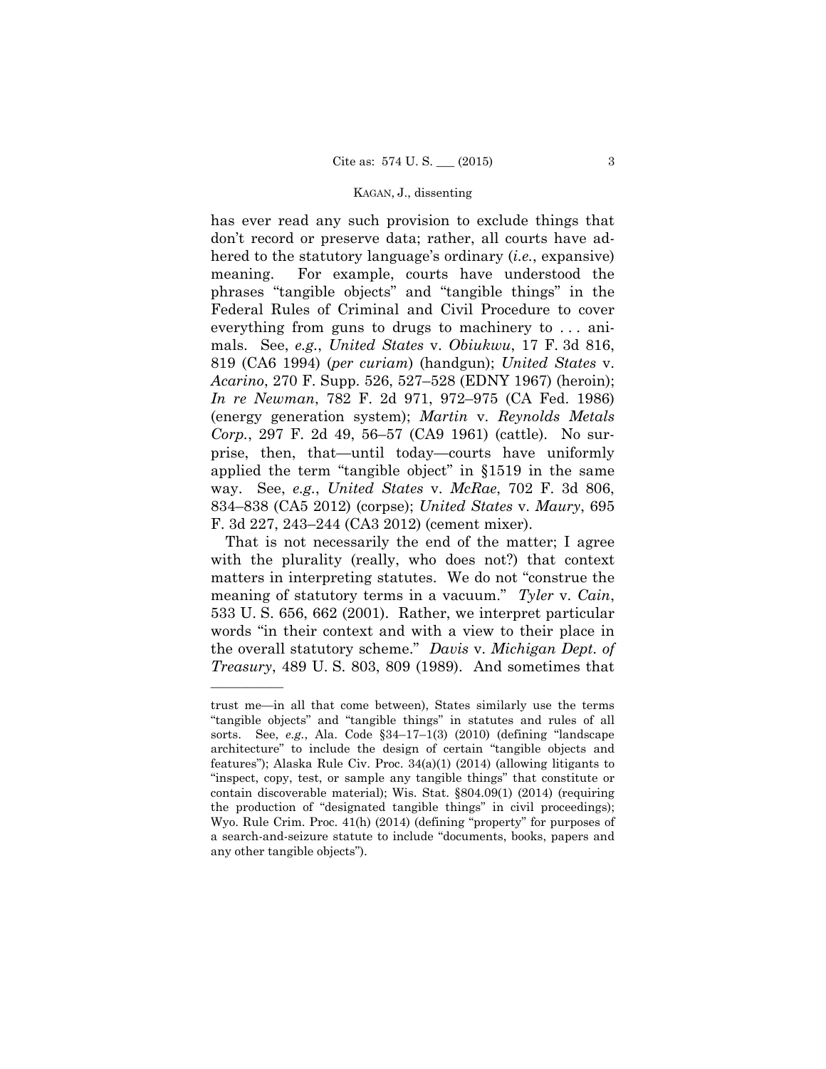has ever read any such provision to exclude things that don't record or preserve data; rather, all courts have adhered to the statutory language's ordinary (*i.e.*, expansive) meaning. For example, courts have understood the phrases "tangible objects" and "tangible things" in the Federal Rules of Criminal and Civil Procedure to cover everything from guns to drugs to machinery to . . . animals. See, *e.g.*, *United States* v. *Obiukwu*, 17 F. 3d 816, 819 (CA6 1994) (*per curiam*) (handgun); *United States* v. *Acarino*, 270 F. Supp. 526, 527–528 (EDNY 1967) (heroin); *In re Newman*, 782 F. 2d 971, 972–975 (CA Fed. 1986) (energy generation system); *Martin* v. *Reynolds Metals Corp.*, 297 F. 2d 49, 56–57 (CA9 1961) (cattle). No surprise, then, that—until today—courts have uniformly applied the term "tangible object" in §1519 in the same way. See, *e.g.*, *United States* v. *McRae*, 702 F. 3d 806, 834–838 (CA5 2012) (corpse); *United States* v. *Maury*, 695 F. 3d 227, 243–244 (CA3 2012) (cement mixer).

That is not necessarily the end of the matter; I agree with the plurality (really, who does not?) that context matters in interpreting statutes. We do not "construe the meaning of statutory terms in a vacuum." *Tyler* v. *Cain*, 533 U. S. 656, 662 (2001). Rather, we interpret particular words "in their context and with a view to their place in the overall statutory scheme." *Davis* v. *Michigan Dept. of Treasury*, 489 U. S. 803, 809 (1989). And sometimes that

———————

trust me—in all that come between), States similarly use the terms "tangible objects" and "tangible things" in statutes and rules of all sorts. See, *e.g.*, Ala. Code §34–17–1(3) (2010) (defining "landscape architecture" to include the design of certain "tangible objects and features"); Alaska Rule Civ. Proc. 34(a)(1) (2014) (allowing litigants to "inspect, copy, test, or sample any tangible things" that constitute or contain discoverable material); Wis. Stat. §804.09(1) (2014) (requiring the production of "designated tangible things" in civil proceedings); Wyo. Rule Crim. Proc. 41(h) (2014) (defining "property" for purposes of a search-and-seizure statute to include "documents, books, papers and any other tangible objects").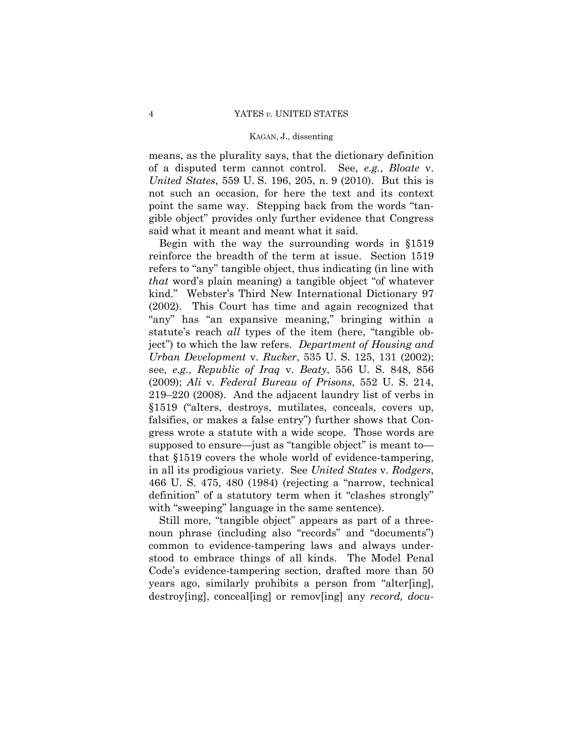means, as the plurality says, that the dictionary definition of a disputed term cannot control. See, *e.g.*, *Bloate* v. *United States*, 559 U. S. 196, 205, n. 9 (2010). But this is not such an occasion, for here the text and its context point the same way. Stepping back from the words "tangible object" provides only further evidence that Congress said what it meant and meant what it said.

Begin with the way the surrounding words in §1519 reinforce the breadth of the term at issue. Section 1519 refers to "any" tangible object, thus indicating (in line with *that* word's plain meaning) a tangible object "of whatever kind." Webster's Third New International Dictionary 97 (2002). This Court has time and again recognized that "any" has "an expansive meaning," bringing within a statute's reach *all* types of the item (here, "tangible object") to which the law refers. *Department of Housing and Urban Development* v. *Rucker*, 535 U. S. 125, 131 (2002); see, *e.g.*, *Republic of Iraq* v. *Beaty*, 556 U. S. 848, 856 (2009); *Ali* v. *Federal Bureau of Prisons*, 552 U. S. 214, 219–220 (2008). And the adjacent laundry list of verbs in §1519 ("alters, destroys, mutilates, conceals, covers up, falsifies, or makes a false entry") further shows that Congress wrote a statute with a wide scope. Those words are supposed to ensure—just as "tangible object" is meant to—that §1519 covers the whole world of evidence-tampering, in all its prodigious variety. See *United States* v. *Rodgers*, 466 U. S. 475, 480 (1984) (rejecting a "narrow, technical definition" of a statutory term when it "clashes strongly" with "sweeping" language in the same sentence).

Still more, "tangible object" appears as part of a three-noun phrase (including also "records" and "documents") common to evidence-tampering laws and always understood to embrace things of all kinds. The Model Penal Code's evidence-tampering section, drafted more than 50 years ago, similarly prohibits a person from "alter[ing], destroy[ing], conceal[ing] or remov[ing] any *record, docu-*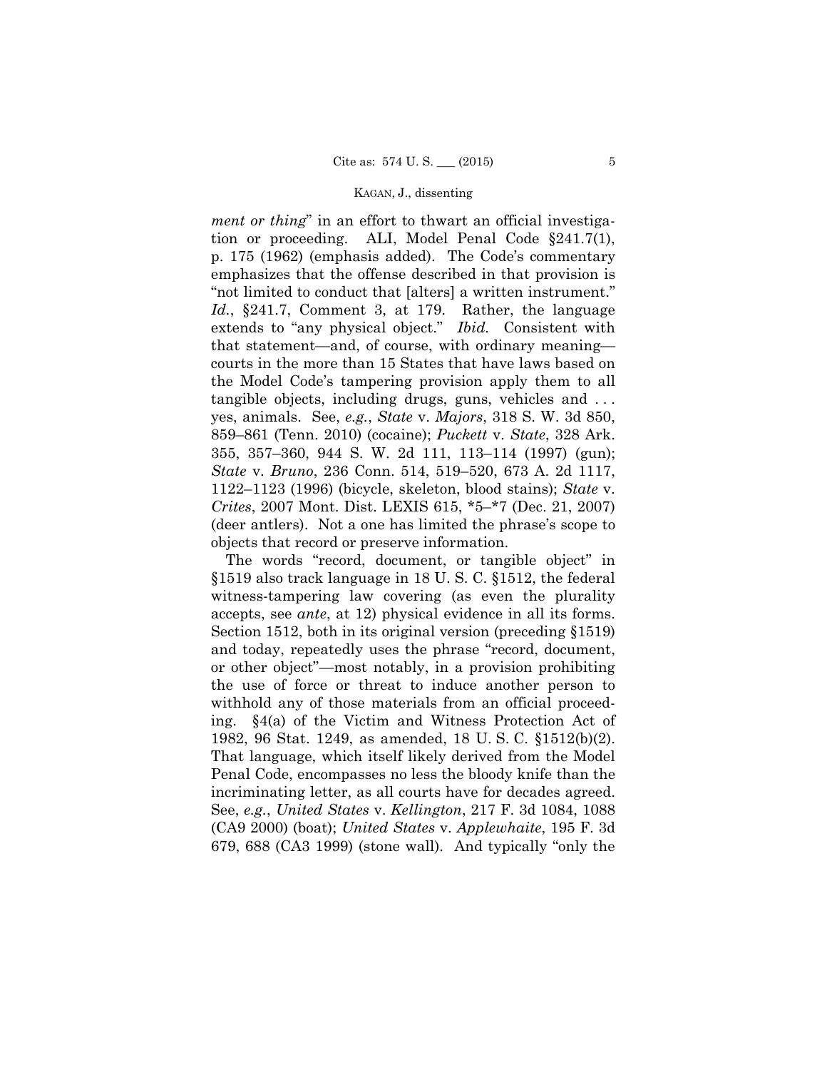*ment or thing*" in an effort to thwart an official investigation or proceeding. ALI, Model Penal Code §241.7(1), p. 175 (1962) (emphasis added). The Code's commentary emphasizes that the offense described in that provision is "not limited to conduct that [alters] a written instrument." *Id.*, §241.7, Comment 3, at 179. Rather, the language extends to "any physical object." *Ibid.* Consistent with that statement—and, of course, with ordinary meaning—courts in the more than 15 States that have laws based on the Model Code's tampering provision apply them to all tangible objects, including drugs, guns, vehicles and . . . yes, animals. See, *e.g.*, *State* v. *Majors*, 318 S. W. 3d 850, 859–861 (Tenn. 2010) (cocaine); *Puckett* v. *State*, 328 Ark. 355, 357–360, 944 S. W. 2d 111, 113–114 (1997) (gun); *State* v. *Bruno*, 236 Conn. 514, 519–520, 673 A. 2d 1117, 1122–1123 (1996) (bicycle, skeleton, blood stains); *State* v. *Crites*, 2007 Mont. Dist. LEXIS 615, *5–*7 (Dec. 21, 2007) (deer antlers). Not a one has limited the phrase's scope to objects that record or preserve information.

The words "record, document, or tangible object" in §1519 also track language in 18 U. S. C. §1512, the federal witness-tampering law covering (as even the plurality accepts, see *ante*, at 12) physical evidence in all its forms. Section 1512, both in its original version (preceding §1519) and today, repeatedly uses the phrase "record, document, or other object"—most notably, in a provision prohibiting the use of force or threat to induce another person to withhold any of those materials from an official proceeding. §4(a) of the Victim and Witness Protection Act of 1982, 96 Stat. 1249, as amended, 18 U. S. C. §1512(b)(2). That language, which itself likely derived from the Model Penal Code, encompasses no less the bloody knife than the incriminating letter, as all courts have for decades agreed. See, *e.g.*, *United States* v. *Kellington*, 217 F. 3d 1084, 1088 (CA9 2000) (boat); *United States* v. *Applewhaite*, 195 F. 3d 679, 688 (CA3 1999) (stone wall). And typically "only the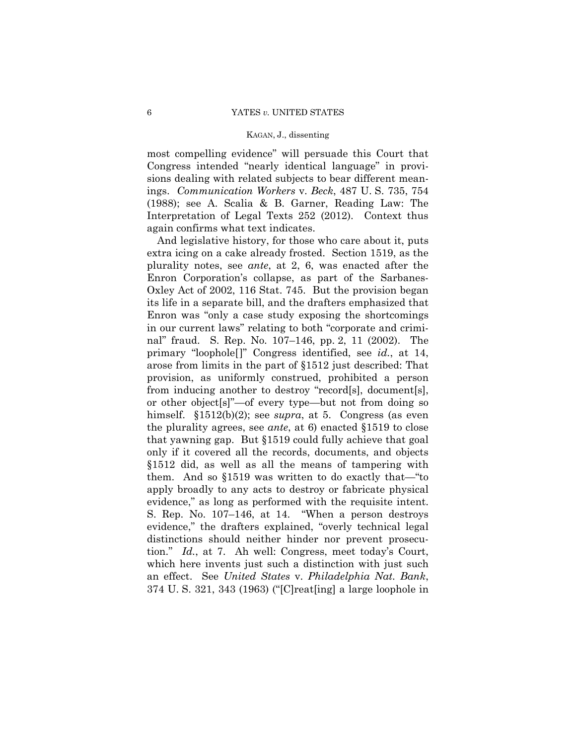most compelling evidence" will persuade this Court that Congress intended "nearly identical language" in provisions dealing with related subjects to bear different meanings. *Communication Workers* v. *Beck*, 487 U. S. 735, 754 (1988); see A. Scalia & B. Garner, Reading Law: The Interpretation of Legal Texts 252 (2012). Context thus again confirms what text indicates.

And legislative history, for those who care about it, puts extra icing on a cake already frosted. Section 1519, as the plurality notes, see *ante*, at 2, 6, was enacted after the Enron Corporation's collapse, as part of the Sarbanes-Oxley Act of 2002, 116 Stat. 745. But the provision began its life in a separate bill, and the drafters emphasized that Enron was "only a case study exposing the shortcomings in our current laws" relating to both "corporate and criminal" fraud. S. Rep. No. 107–146, pp. 2, 11 (2002). The primary "loophole[]" Congress identified, see *id.*, at 14, arose from limits in the part of §1512 just described: That provision, as uniformly construed, prohibited a person from inducing another to destroy "record[s], document[s], or other object[s]"—of every type—but not from doing so himself. §1512(b)(2); see *supra*, at 5. Congress (as even the plurality agrees, see *ante*, at 6) enacted §1519 to close that yawning gap. But §1519 could fully achieve that goal only if it covered all the records, documents, and objects §1512 did, as well as all the means of tampering with them. And so §1519 was written to do exactly that—"to apply broadly to any acts to destroy or fabricate physical evidence," as long as performed with the requisite intent. S. Rep. No. 107–146, at 14. "When a person destroys evidence," the drafters explained, "overly technical legal distinctions should neither hinder nor prevent prosecution." *Id.*, at 7. Ah well: Congress, meet today's Court, which here invents just such a distinction with just such an effect. See *United States* v. *Philadelphia Nat. Bank*, 374 U. S. 321, 343 (1963) ("[C]reat[ing] a large loophole in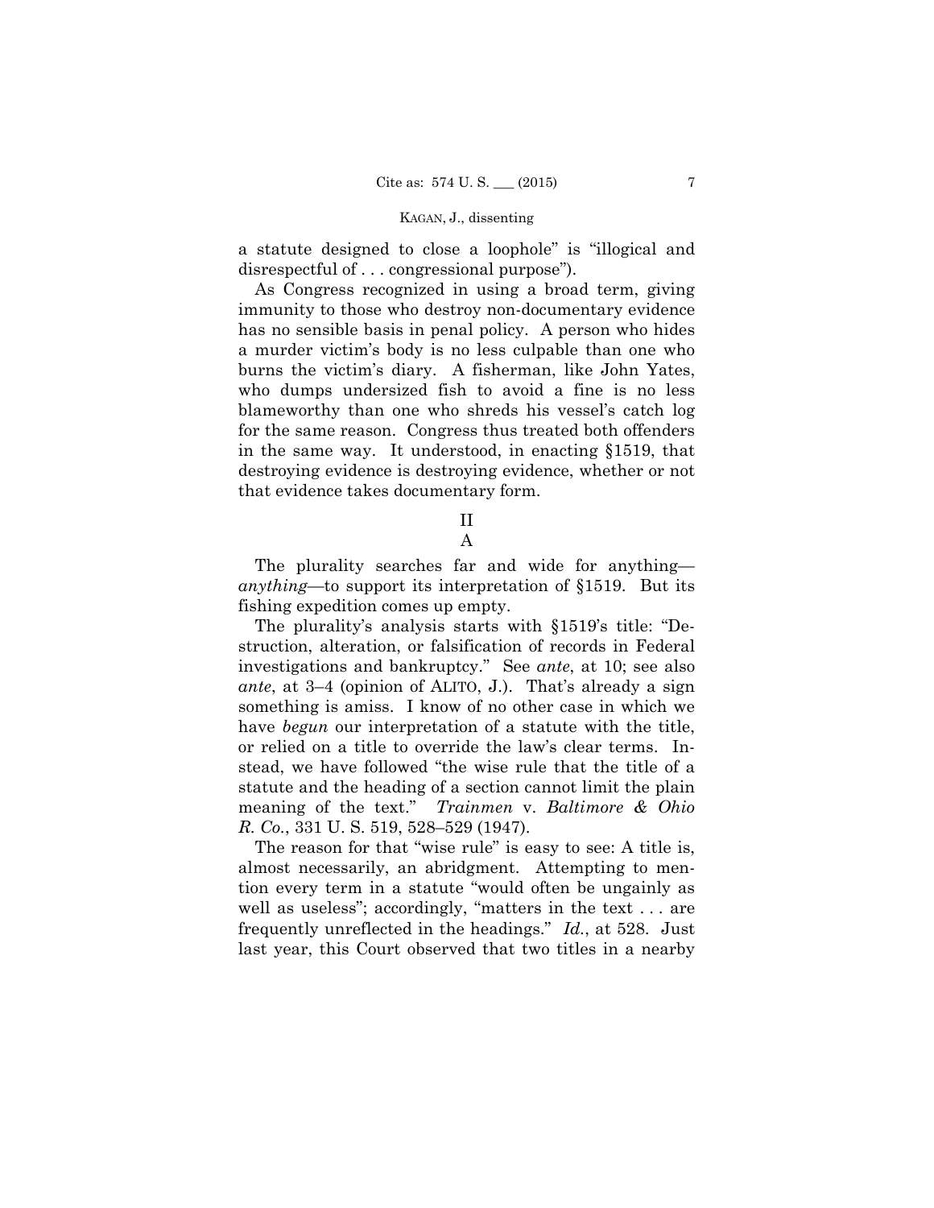a statute designed to close a loophole" is "illogical and disrespectful of . . . congressional purpose").

As Congress recognized in using a broad term, giving immunity to those who destroy non-documentary evidence has no sensible basis in penal policy. A person who hides a murder victim's body is no less culpable than one who burns the victim's diary. A fisherman, like John Yates, who dumps undersized fish to avoid a fine is no less blameworthy than one who shreds his vessel's catch log for the same reason. Congress thus treated both offenders in the same way. It understood, in enacting §1519, that destroying evidence is destroying evidence, whether or not that evidence takes documentary form.

## II

### A

The plurality searches far and wide for anything—*anything*—to support its interpretation of §1519. But its fishing expedition comes up empty.

The plurality's analysis starts with §1519's title: "Destruction, alteration, or falsification of records in Federal investigations and bankruptcy." See *ante*, at 10; see also *ante*, at 3–4 (opinion of ALITO, J.). That's already a sign something is amiss. I know of no other case in which we have *begun* our interpretation of a statute with the title, or relied on a title to override the law's clear terms. Instead, we have followed "the wise rule that the title of a statute and the heading of a section cannot limit the plain meaning of the text." *Trainmen* v. *Baltimore & Ohio R. Co.*, 331 U. S. 519, 528–529 (1947).

The reason for that "wise rule" is easy to see: A title is, almost necessarily, an abridgment. Attempting to mention every term in a statute "would often be ungainly as well as useless"; accordingly, "matters in the text . . . are frequently unreflected in the headings." *Id.*, at 528. Just last year, this Court observed that two titles in a nearby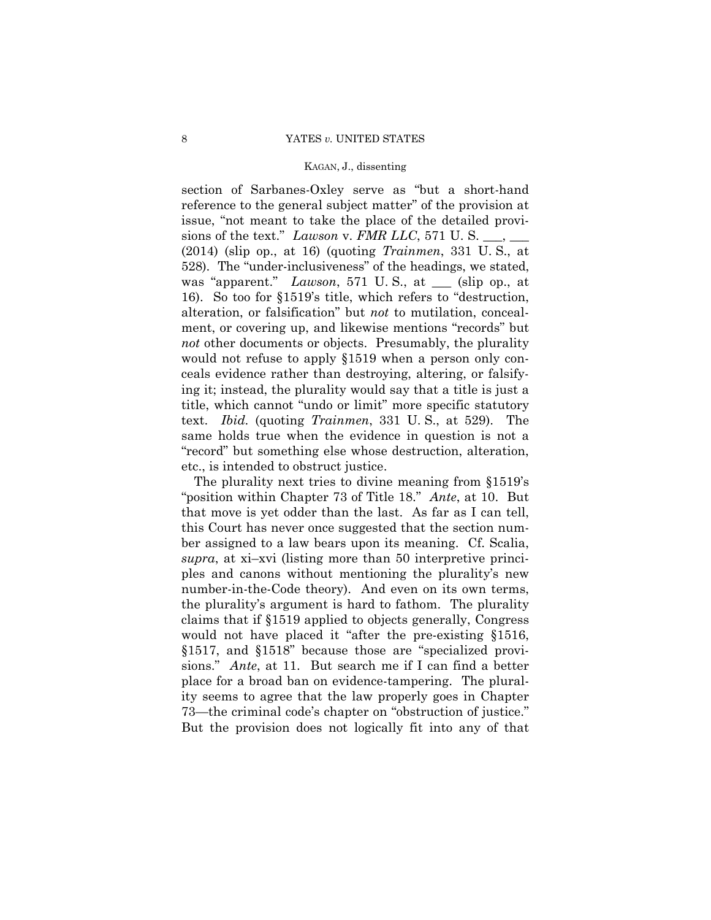section of Sarbanes-Oxley serve as "but a short-hand reference to the general subject matter" of the provision at issue, "not meant to take the place of the detailed provisions of the text." *Lawson* v. *FMR LLC*, 571 U. S. ___, ___ (2014) (slip op., at 16) (quoting *Trainmen*, 331 U. S., at 528). The "under-inclusiveness" of the headings, we stated, was "apparent." *Lawson*, 571 U. S., at ___ (slip op., at 16). So too for §1519's title, which refers to "destruction, alteration, or falsification" but *not* to mutilation, concealment, or covering up, and likewise mentions "records" but *not* other documents or objects. Presumably, the plurality would not refuse to apply §1519 when a person only conceals evidence rather than destroying, altering, or falsifying it; instead, the plurality would say that a title is just a title, which cannot "undo or limit" more specific statutory text. *Ibid.* (quoting *Trainmen*, 331 U. S., at 529). The same holds true when the evidence in question is not a "record" but something else whose destruction, alteration, etc., is intended to obstruct justice.

The plurality next tries to divine meaning from §1519's "position within Chapter 73 of Title 18." *Ante*, at 10. But that move is yet odder than the last. As far as I can tell, this Court has never once suggested that the section number assigned to a law bears upon its meaning. Cf. Scalia, *supra*, at xi–xvi (listing more than 50 interpretive principles and canons without mentioning the plurality's new number-in-the-Code theory). And even on its own terms, the plurality's argument is hard to fathom. The plurality claims that if §1519 applied to objects generally, Congress would not have placed it "after the pre-existing §1516, §1517, and §1518" because those are "specialized provisions." *Ante*, at 11. But search me if I can find a better place for a broad ban on evidence-tampering. The plurality seems to agree that the law properly goes in Chapter 73—the criminal code's chapter on "obstruction of justice." But the provision does not logically fit into any of that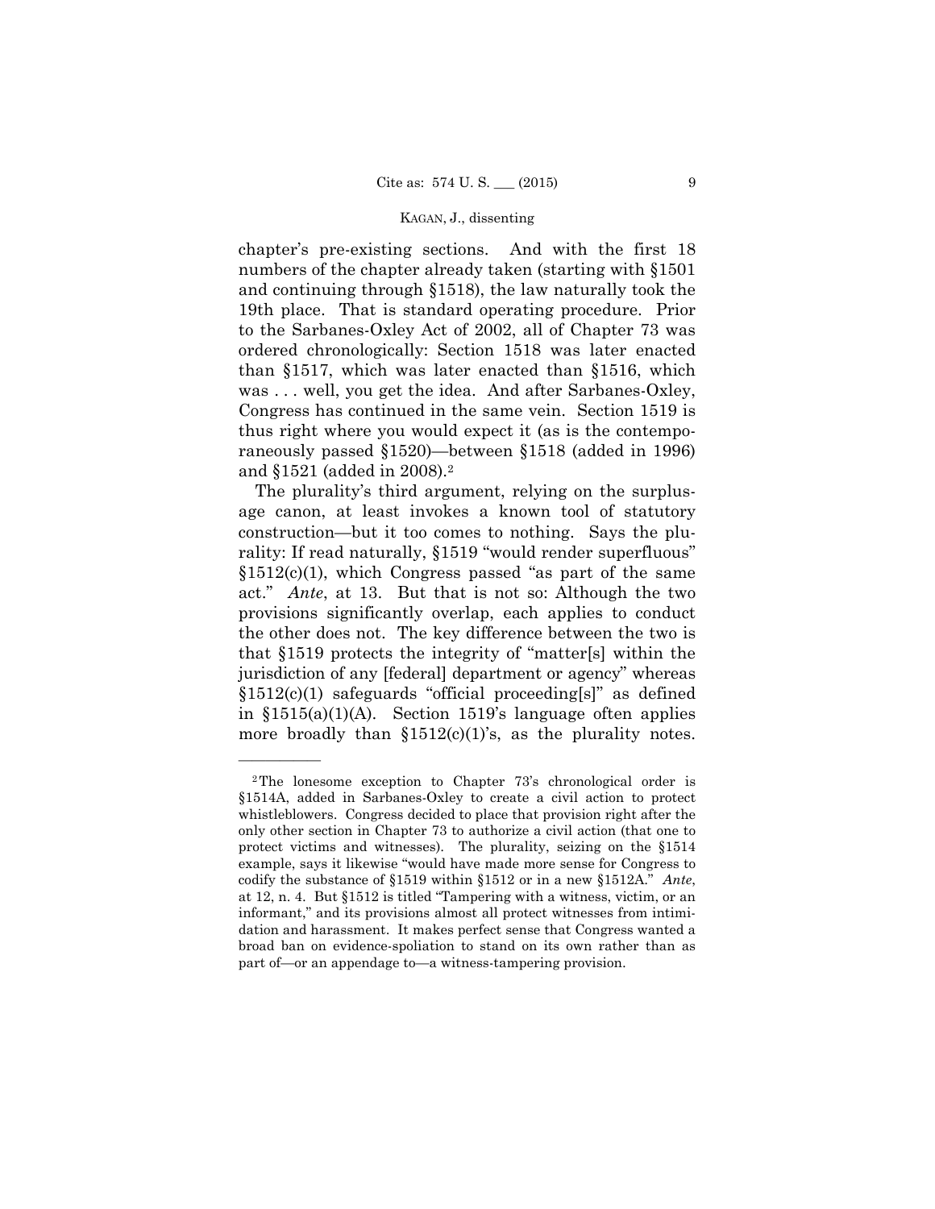chapter's pre-existing sections. And with the first 18 numbers of the chapter already taken (starting with §1501 and continuing through §1518), the law naturally took the 19th place. That is standard operating procedure. Prior to the Sarbanes-Oxley Act of 2002, all of Chapter 73 was ordered chronologically: Section 1518 was later enacted than §1517, which was later enacted than §1516, which was . . . well, you get the idea. And after Sarbanes-Oxley, Congress has continued in the same vein. Section 1519 is thus right where you would expect it (as is the contemporaneously passed §1520)—between §1518 (added in 1996) and §1521 (added in 2008).[2]

The plurality's third argument, relying on the surplusage canon, at least invokes a known tool of statutory construction—but it too comes to nothing. Says the plurality: If read naturally, §1519 "would render superfluous" §1512(c)(1), which Congress passed "as part of the same act." *Ante*, at 13. But that is not so: Although the two provisions significantly overlap, each applies to conduct the other does not. The key difference between the two is that §1519 protects the integrity of "matter[s] within the jurisdiction of any [federal] department or agency" whereas §1512(c)(1) safeguards "official proceeding[s]" as defined in §1515(a)(1)(A). Section 1519's language often applies more broadly than §1512(c)(1)'s, as the plurality notes.

---

[2] The lonesome exception to Chapter 73's chronological order is §1514A, added in Sarbanes-Oxley to create a civil action to protect whistleblowers. Congress decided to place that provision right after the only other section in Chapter 73 to authorize a civil action (that one to protect victims and witnesses). The plurality, seizing on the §1514 example, says it likewise "would have made more sense for Congress to codify the substance of §1519 within §1512 or in a new §1512A." *Ante*, at 12, n. 4. But §1512 is titled "Tampering with a witness, victim, or an informant," and its provisions almost all protect witnesses from intimidation and harassment. It makes perfect sense that Congress wanted a broad ban on evidence-spoliation to stand on its own rather than as part of—or an appendage to—a witness-tampering provision.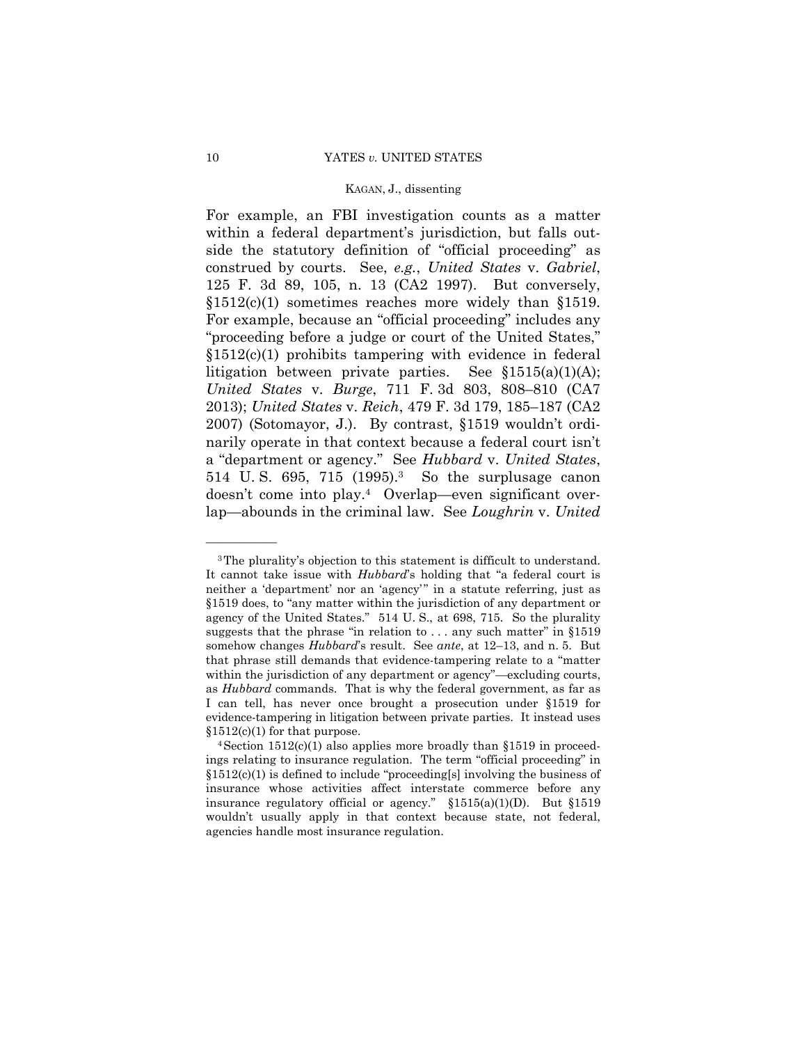For example, an FBI investigation counts as a matter within a federal department's jurisdiction, but falls outside the statutory definition of "official proceeding" as construed by courts. See, *e.g.*, *United States* v. *Gabriel*, 125 F. 3d 89, 105, n. 13 (CA2 1997). But conversely, §1512(c)(1) sometimes reaches more widely than §1519. For example, because an "official proceeding" includes any "proceeding before a judge or court of the United States," §1512(c)(1) prohibits tampering with evidence in federal litigation between private parties. See §1515(a)(1)(A); *United States* v. *Burge*, 711 F. 3d 803, 808–810 (CA7 2013); *United States* v. *Reich*, 479 F. 3d 179, 185–187 (CA2 2007) (Sotomayor, J.). By contrast, §1519 wouldn't ordinarily operate in that context because a federal court isn't a "department or agency." See *Hubbard* v. *United States*, 514 U. S. 695, 715 (1995).[3] So the surplusage canon doesn't come into play.[4] Overlap—even significant overlap—abounds in the criminal law. See *Loughrin* v. *United*

---

[3] The plurality's objection to this statement is difficult to understand. It cannot take issue with *Hubbard*'s holding that "a federal court is neither a 'department' nor an 'agency'" in a statute referring, just as §1519 does, to "any matter within the jurisdiction of any department or agency of the United States." 514 U. S., at 698, 715. So the plurality suggests that the phrase "in relation to . . . any such matter" in §1519 somehow changes *Hubbard*'s result. See *ante*, at 12–13, and n. 5. But that phrase still demands that evidence-tampering relate to a "matter within the jurisdiction of any department or agency"—excluding courts, as *Hubbard* commands. That is why the federal government, as far as I can tell, has never once brought a prosecution under §1519 for evidence-tampering in litigation between private parties. It instead uses §1512(c)(1) for that purpose.

[4] Section 1512(c)(1) also applies more broadly than §1519 in proceedings relating to insurance regulation. The term "official proceeding" in §1512(c)(1) is defined to include "proceeding[s] involving the business of insurance whose activities affect interstate commerce before any insurance regulatory official or agency." §1515(a)(1)(D). But §1519 wouldn't usually apply in that context because state, not federal, agencies handle most insurance regulation.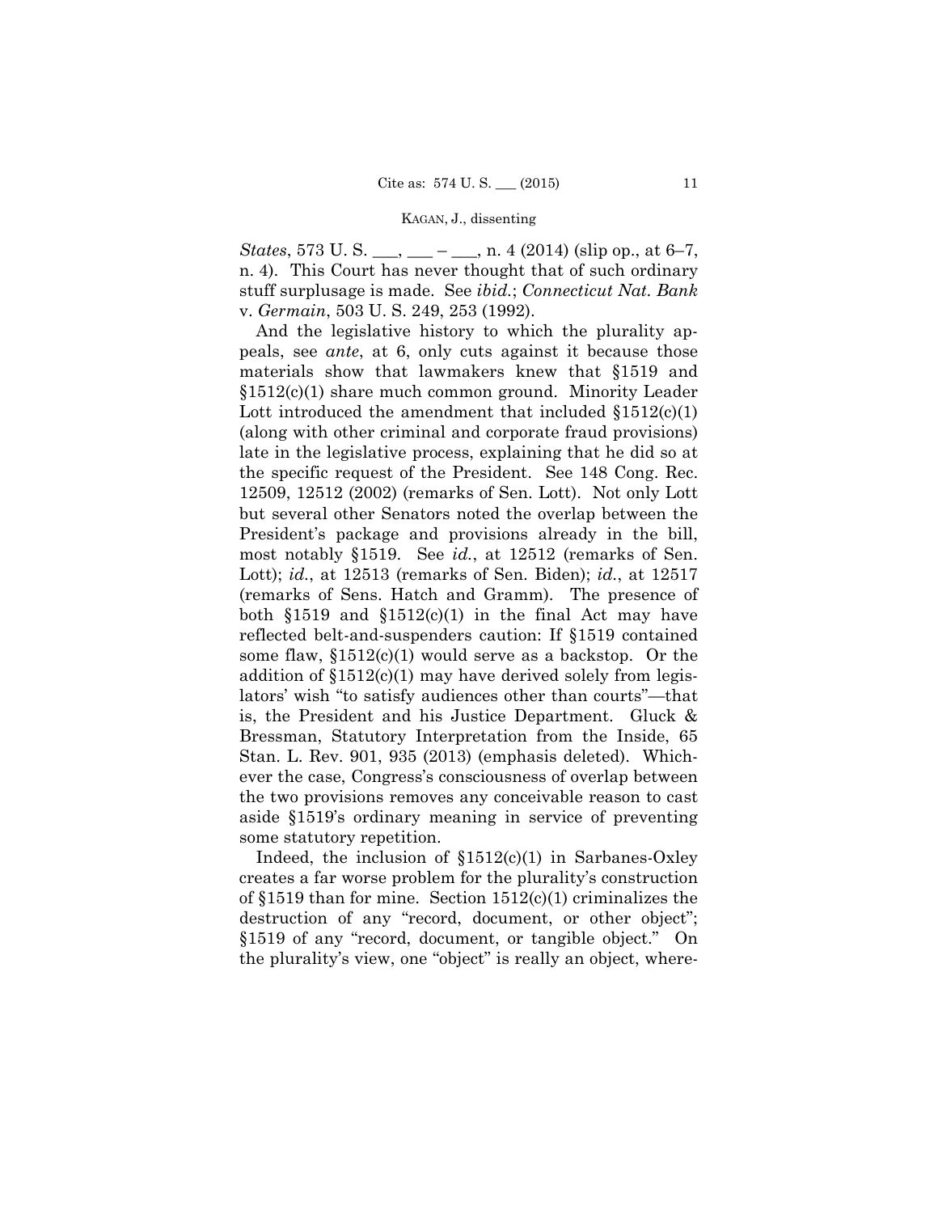*States*, 573 U. S. ___, ___ – ___, n. 4 (2014) (slip op., at 6–7, n. 4). This Court has never thought that of such ordinary stuff surplusage is made. See *ibid.*; *Connecticut Nat. Bank* v. *Germain*, 503 U. S. 249, 253 (1992).

And the legislative history to which the plurality appeals, see *ante*, at 6, only cuts against it because those materials show that lawmakers knew that §1519 and §1512(c)(1) share much common ground. Minority Leader Lott introduced the amendment that included §1512(c)(1) (along with other criminal and corporate fraud provisions) late in the legislative process, explaining that he did so at the specific request of the President. See 148 Cong. Rec. 12509, 12512 (2002) (remarks of Sen. Lott). Not only Lott but several other Senators noted the overlap between the President's package and provisions already in the bill, most notably §1519. See *id.*, at 12512 (remarks of Sen. Lott); *id.*, at 12513 (remarks of Sen. Biden); *id.*, at 12517 (remarks of Sens. Hatch and Gramm). The presence of both §1519 and §1512(c)(1) in the final Act may have reflected belt-and-suspenders caution: If §1519 contained some flaw, §1512(c)(1) would serve as a backstop. Or the addition of §1512(c)(1) may have derived solely from legislators' wish "to satisfy audiences other than courts"—that is, the President and his Justice Department. Gluck & Bressman, Statutory Interpretation from the Inside, 65 Stan. L. Rev. 901, 935 (2013) (emphasis deleted). Whichever the case, Congress's consciousness of overlap between the two provisions removes any conceivable reason to cast aside §1519's ordinary meaning in service of preventing some statutory repetition.

Indeed, the inclusion of §1512(c)(1) in Sarbanes-Oxley creates a far worse problem for the plurality's construction of §1519 than for mine. Section 1512(c)(1) criminalizes the destruction of any "record, document, or other object"; §1519 of any "record, document, or tangible object." On the plurality's view, one "object" is really an object, where-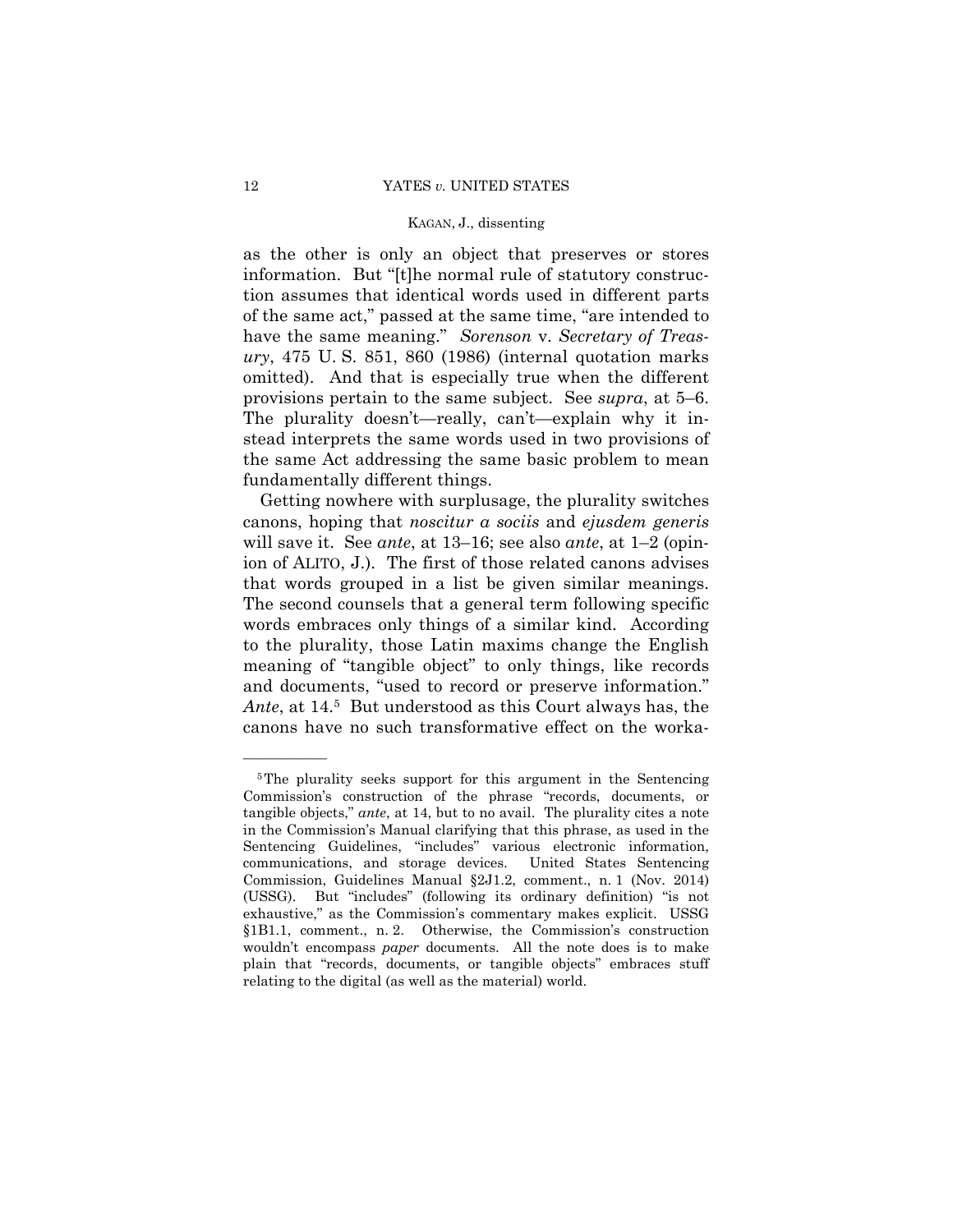as the other is only an object that preserves or stores information. But "[t]he normal rule of statutory construction assumes that identical words used in different parts of the same act," passed at the same time, "are intended to have the same meaning." *Sorenson* v. *Secretary of Treasury*, 475 U. S. 851, 860 (1986) (internal quotation marks omitted). And that is especially true when the different provisions pertain to the same subject. See *supra*, at 5–6. The plurality doesn't—really, can't—explain why it instead interprets the same words used in two provisions of the same Act addressing the same basic problem to mean fundamentally different things.

Getting nowhere with surplusage, the plurality switches canons, hoping that *noscitur a sociis* and *ejusdem generis* will save it. See *ante*, at 13–16; see also *ante*, at 1–2 (opinion of ALITO, J.). The first of those related canons advises that words grouped in a list be given similar meanings. The second counsels that a general term following specific words embraces only things of a similar kind. According to the plurality, those Latin maxims change the English meaning of "tangible object" to only things, like records and documents, "used to record or preserve information." *Ante*, at 14.[5] But understood as this Court always has, the canons have no such transformative effect on the worka-

---

[5] The plurality seeks support for this argument in the Sentencing Commission's construction of the phrase "records, documents, or tangible objects," *ante*, at 14, but to no avail. The plurality cites a note in the Commission's Manual clarifying that this phrase, as used in the Sentencing Guidelines, "includes" various electronic information, communications, and storage devices. United States Sentencing Commission, Guidelines Manual §2J1.2, comment., n. 1 (Nov. 2014) (USSG). But "includes" (following its ordinary definition) "is not exhaustive," as the Commission's commentary makes explicit. USSG §1B1.1, comment., n. 2. Otherwise, the Commission's construction wouldn't encompass *paper* documents. All the note does is to make plain that "records, documents, or tangible objects" embraces stuff relating to the digital (as well as the material) world.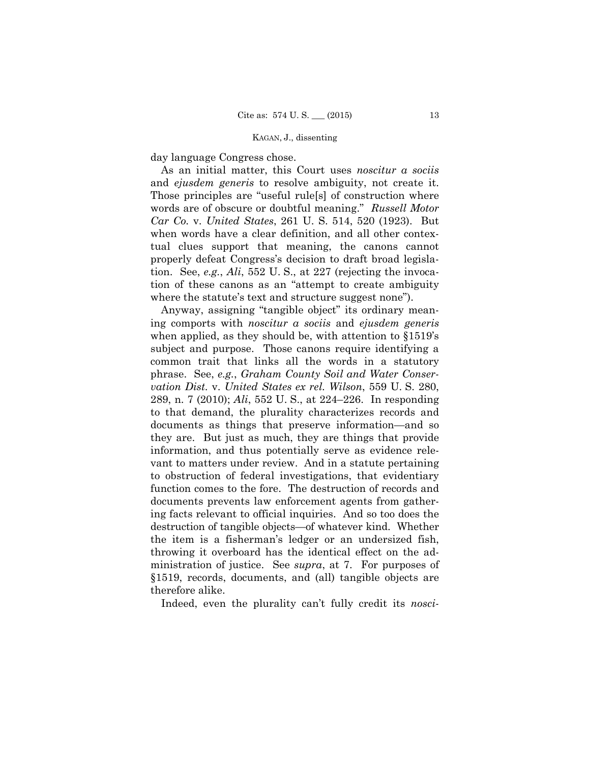day language Congress chose.

As an initial matter, this Court uses *noscitur a sociis* and *ejusdem generis* to resolve ambiguity, not create it. Those principles are "useful rule[s] of construction where words are of obscure or doubtful meaning." *Russell Motor Car Co.* v. *United States*, 261 U. S. 514, 520 (1923). But when words have a clear definition, and all other contextual clues support that meaning, the canons cannot properly defeat Congress's decision to draft broad legislation. See, *e.g.*, *Ali*, 552 U. S., at 227 (rejecting the invocation of these canons as an "attempt to create ambiguity where the statute's text and structure suggest none").

Anyway, assigning "tangible object" its ordinary meaning comports with *noscitur a sociis* and *ejusdem generis* when applied, as they should be, with attention to §1519's subject and purpose. Those canons require identifying a common trait that links all the words in a statutory phrase. See, *e.g.*, *Graham County Soil and Water Conservation Dist.* v. *United States ex rel. Wilson*, 559 U. S. 280, 289, n. 7 (2010); *Ali*, 552 U. S., at 224–226. In responding to that demand, the plurality characterizes records and documents as things that preserve information—and so they are. But just as much, they are things that provide information, and thus potentially serve as evidence relevant to matters under review. And in a statute pertaining to obstruction of federal investigations, that evidentiary function comes to the fore. The destruction of records and documents prevents law enforcement agents from gathering facts relevant to official inquiries. And so too does the destruction of tangible objects—of whatever kind. Whether the item is a fisherman's ledger or an undersized fish, throwing it overboard has the identical effect on the administration of justice. See *supra*, at 7. For purposes of §1519, records, documents, and (all) tangible objects are therefore alike.

Indeed, even the plurality can't fully credit its *nosci-*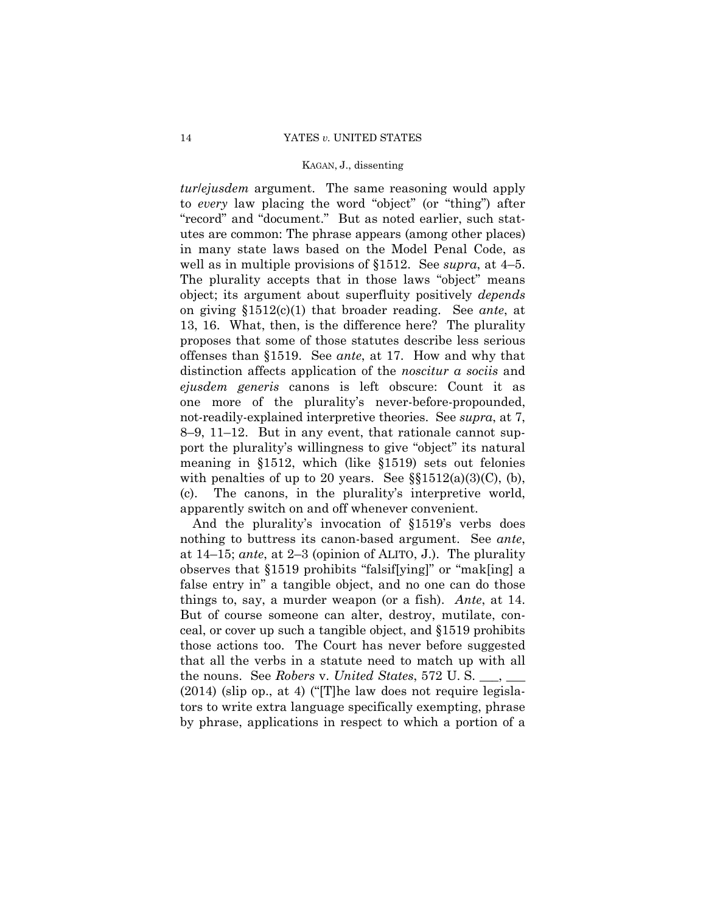*tur*/*ejusdem* argument. The same reasoning would apply to *every* law placing the word "object" (or "thing") after "record" and "document." But as noted earlier, such statutes are common: The phrase appears (among other places) in many state laws based on the Model Penal Code, as well as in multiple provisions of §1512. See *supra*, at 4–5. The plurality accepts that in those laws "object" means object; its argument about superfluity positively *depends* on giving §1512(c)(1) that broader reading. See *ante*, at 13, 16. What, then, is the difference here? The plurality proposes that some of those statutes describe less serious offenses than §1519. See *ante*, at 17. How and why that distinction affects application of the *noscitur a sociis* and *ejusdem generis* canons is left obscure: Count it as one more of the plurality's never-before-propounded, not-readily-explained interpretive theories. See *supra*, at 7, 8–9, 11–12. But in any event, that rationale cannot support the plurality's willingness to give "object" its natural meaning in §1512, which (like §1519) sets out felonies with penalties of up to 20 years. See §§1512(a)(3)(C), (b), (c). The canons, in the plurality's interpretive world, apparently switch on and off whenever convenient.

And the plurality's invocation of §1519's verbs does nothing to buttress its canon-based argument. See *ante*, at 14–15; *ante*, at 2–3 (opinion of ALITO, J.). The plurality observes that §1519 prohibits "falsif[ying]" or "mak[ing] a false entry in" a tangible object, and no one can do those things to, say, a murder weapon (or a fish). *Ante*, at 14. But of course someone can alter, destroy, mutilate, conceal, or cover up such a tangible object, and §1519 prohibits those actions too. The Court has never before suggested that all the verbs in a statute need to match up with all the nouns. See *Robers* v. *United States*, 572 U. S. \_\_\_, \_\_\_ (2014) (slip op., at 4) ("[T]he law does not require legislators to write extra language specifically exempting, phrase by phrase, applications in respect to which a portion of a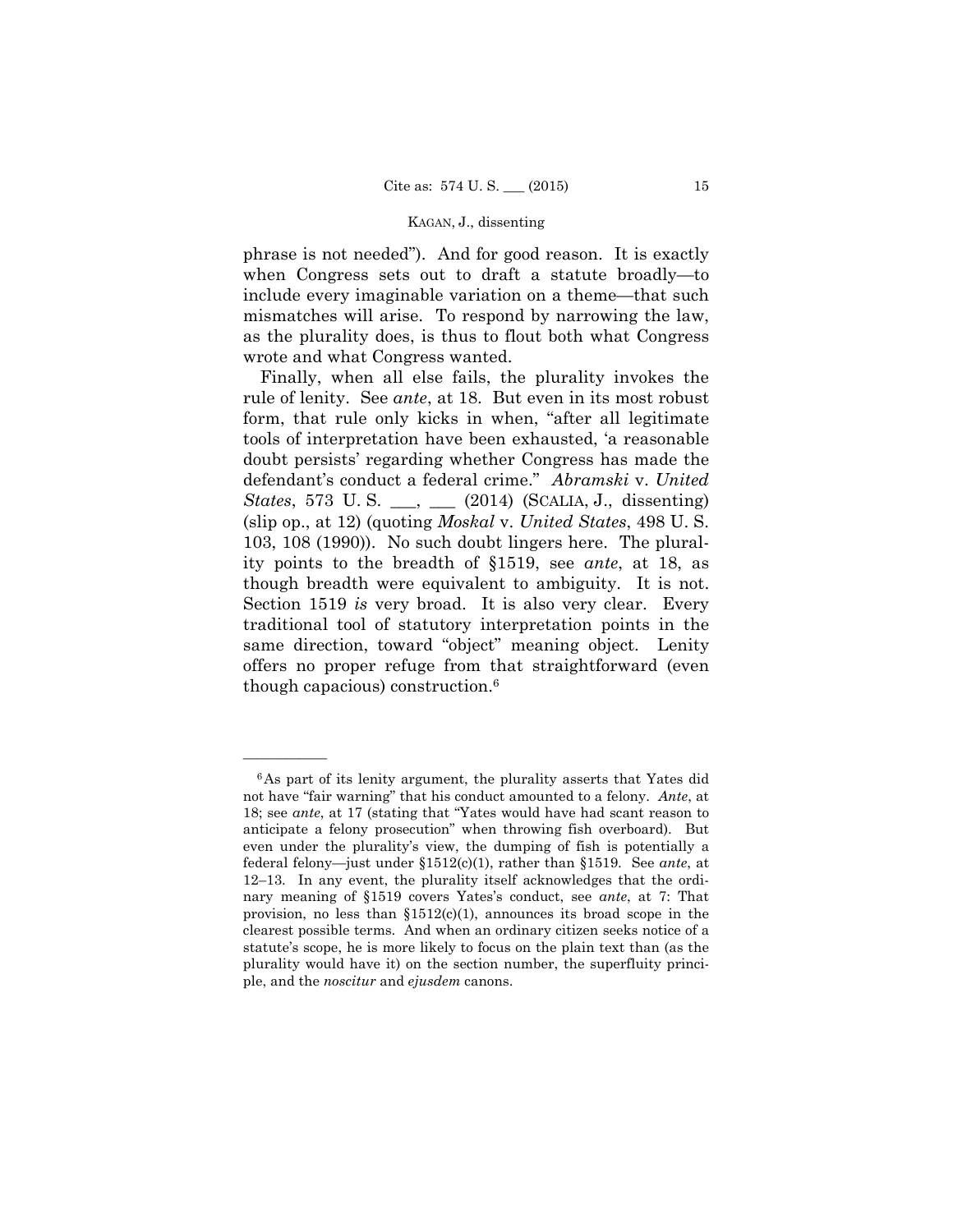phrase is not needed"). And for good reason. It is exactly when Congress sets out to draft a statute broadly—to include every imaginable variation on a theme—that such mismatches will arise. To respond by narrowing the law, as the plurality does, is thus to flout both what Congress wrote and what Congress wanted.

Finally, when all else fails, the plurality invokes the rule of lenity. See *ante*, at 18. But even in its most robust form, that rule only kicks in when, "after all legitimate tools of interpretation have been exhausted, 'a reasonable doubt persists' regarding whether Congress has made the defendant's conduct a federal crime." *Abramski* v. *United States*, 573 U. S. ___, ___ (2014) (SCALIA, J., dissenting) (slip op., at 12) (quoting *Moskal* v. *United States*, 498 U. S. 103, 108 (1990)). No such doubt lingers here. The plurality points to the breadth of §1519, see *ante*, at 18, as though breadth were equivalent to ambiguity. It is not. Section 1519 *is* very broad. It is also very clear. Every traditional tool of statutory interpretation points in the same direction, toward "object" meaning object. Lenity offers no proper refuge from that straightforward (even though capacious) construction.[6]

---

[6] As part of its lenity argument, the plurality asserts that Yates did not have "fair warning" that his conduct amounted to a felony. *Ante*, at 18; see *ante*, at 17 (stating that "Yates would have had scant reason to anticipate a felony prosecution" when throwing fish overboard). But even under the plurality's view, the dumping of fish is potentially a federal felony—just under §1512(c)(1), rather than §1519. See *ante*, at 12–13. In any event, the plurality itself acknowledges that the ordinary meaning of §1519 covers Yates's conduct, see *ante*, at 7: That provision, no less than §1512(c)(1), announces its broad scope in the clearest possible terms. And when an ordinary citizen seeks notice of a statute's scope, he is more likely to focus on the plain text than (as the plurality would have it) on the section number, the superfluity principle, and the *noscitur* and *ejusdem* canons.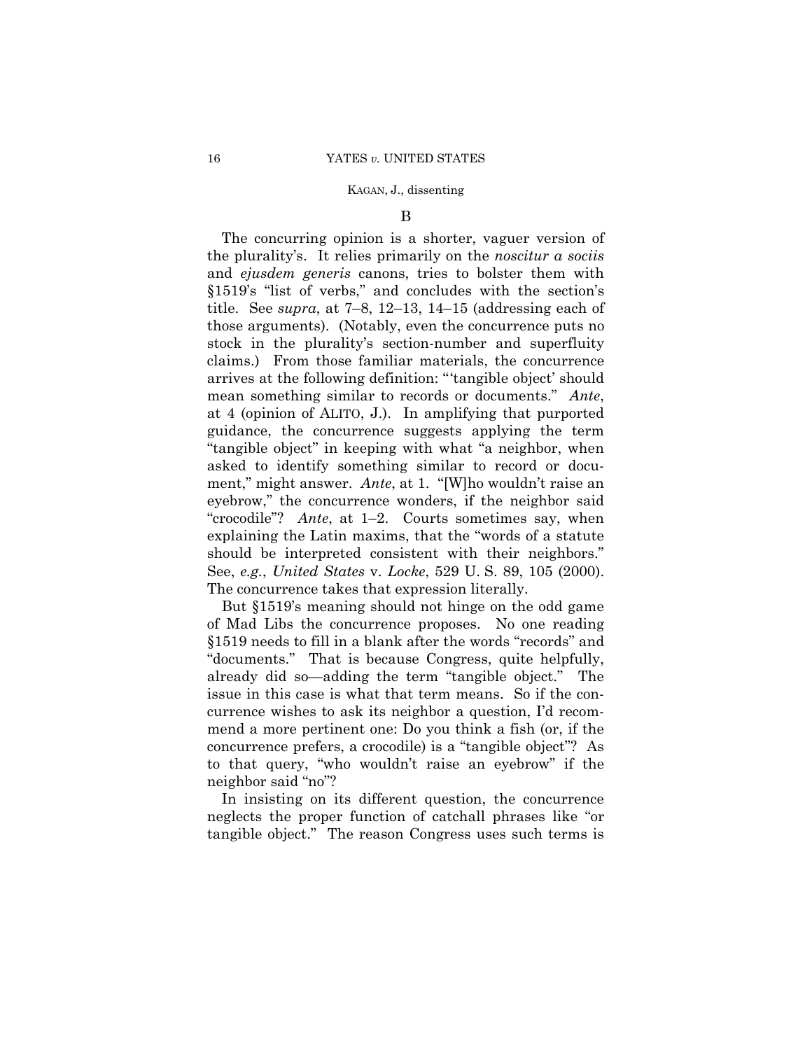### B

The concurring opinion is a shorter, vaguer version of the plurality's. It relies primarily on the *noscitur a sociis* and *ejusdem generis* canons, tries to bolster them with §1519's "list of verbs," and concludes with the section's title. See *supra*, at 7–8, 12–13, 14–15 (addressing each of those arguments). (Notably, even the concurrence puts no stock in the plurality's section-number and superfluity claims.) From those familiar materials, the concurrence arrives at the following definition: "'tangible object' should mean something similar to records or documents." *Ante*, at 4 (opinion of ALITO, J.). In amplifying that purported guidance, the concurrence suggests applying the term "tangible object" in keeping with what "a neighbor, when asked to identify something similar to record or document," might answer. *Ante*, at 1. "[W]ho wouldn't raise an eyebrow," the concurrence wonders, if the neighbor said "crocodile"? *Ante*, at 1–2. Courts sometimes say, when explaining the Latin maxims, that the "words of a statute should be interpreted consistent with their neighbors." See, *e.g.*, *United States* v. *Locke*, 529 U. S. 89, 105 (2000). The concurrence takes that expression literally.

But §1519's meaning should not hinge on the odd game of Mad Libs the concurrence proposes. No one reading §1519 needs to fill in a blank after the words "records" and "documents." That is because Congress, quite helpfully, already did so—adding the term "tangible object." The issue in this case is what that term means. So if the concurrence wishes to ask its neighbor a question, I'd recommend a more pertinent one: Do you think a fish (or, if the concurrence prefers, a crocodile) is a "tangible object"? As to that query, "who wouldn't raise an eyebrow" if the neighbor said "no"?

In insisting on its different question, the concurrence neglects the proper function of catchall phrases like "or tangible object." The reason Congress uses such terms is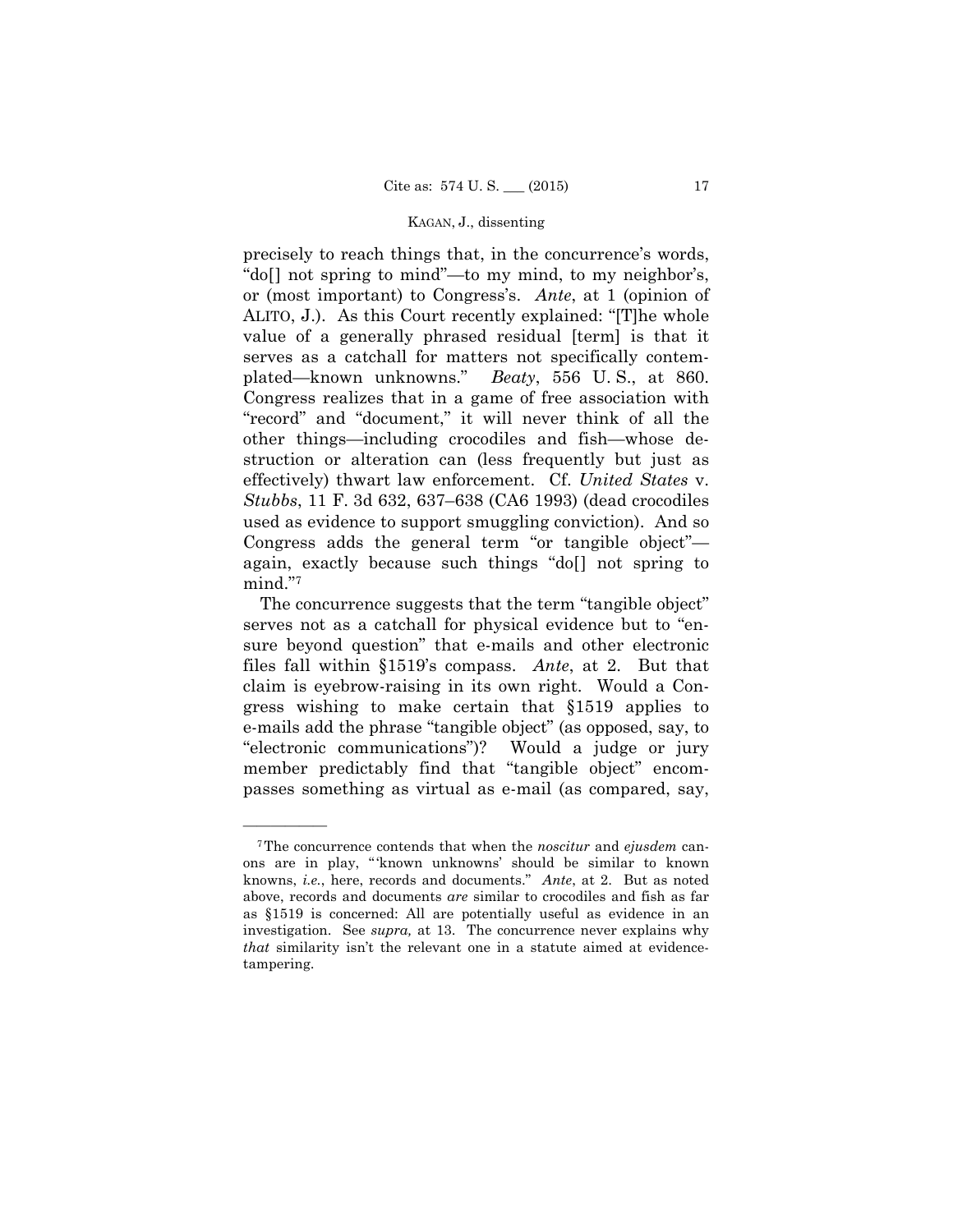precisely to reach things that, in the concurrence's words, "do[] not spring to mind"—to my mind, to my neighbor's, or (most important) to Congress's. *Ante*, at 1 (opinion of ALITO, J.). As this Court recently explained: "[T]he whole value of a generally phrased residual [term] is that it serves as a catchall for matters not specifically contemplated—known unknowns." *Beaty*, 556 U. S., at 860. Congress realizes that in a game of free association with "record" and "document," it will never think of all the other things—including crocodiles and fish—whose destruction or alteration can (less frequently but just as effectively) thwart law enforcement. Cf. *United States* v. *Stubbs*, 11 F. 3d 632, 637–638 (CA6 1993) (dead crocodiles used as evidence to support smuggling conviction). And so Congress adds the general term "or tangible object"—again, exactly because such things "do[] not spring to mind."[7]

The concurrence suggests that the term "tangible object" serves not as a catchall for physical evidence but to "ensure beyond question" that e-mails and other electronic files fall within §1519's compass. *Ante*, at 2. But that claim is eyebrow-raising in its own right. Would a Congress wishing to make certain that §1519 applies to e-mails add the phrase "tangible object" (as opposed, say, to "electronic communications")? Would a judge or jury member predictably find that "tangible object" encompasses something as virtual as e-mail (as compared, say,

---

[7] The concurrence contends that when the *noscitur* and *ejusdem* canons are in play, " 'known unknowns' should be similar to known knowns, *i.e.*, here, records and documents." *Ante*, at 2. But as noted above, records and documents *are* similar to crocodiles and fish as far as §1519 is concerned: All are potentially useful as evidence in an investigation. See *supra,* at 13. The concurrence never explains why *that* similarity isn't the relevant one in a statute aimed at evidence-tampering.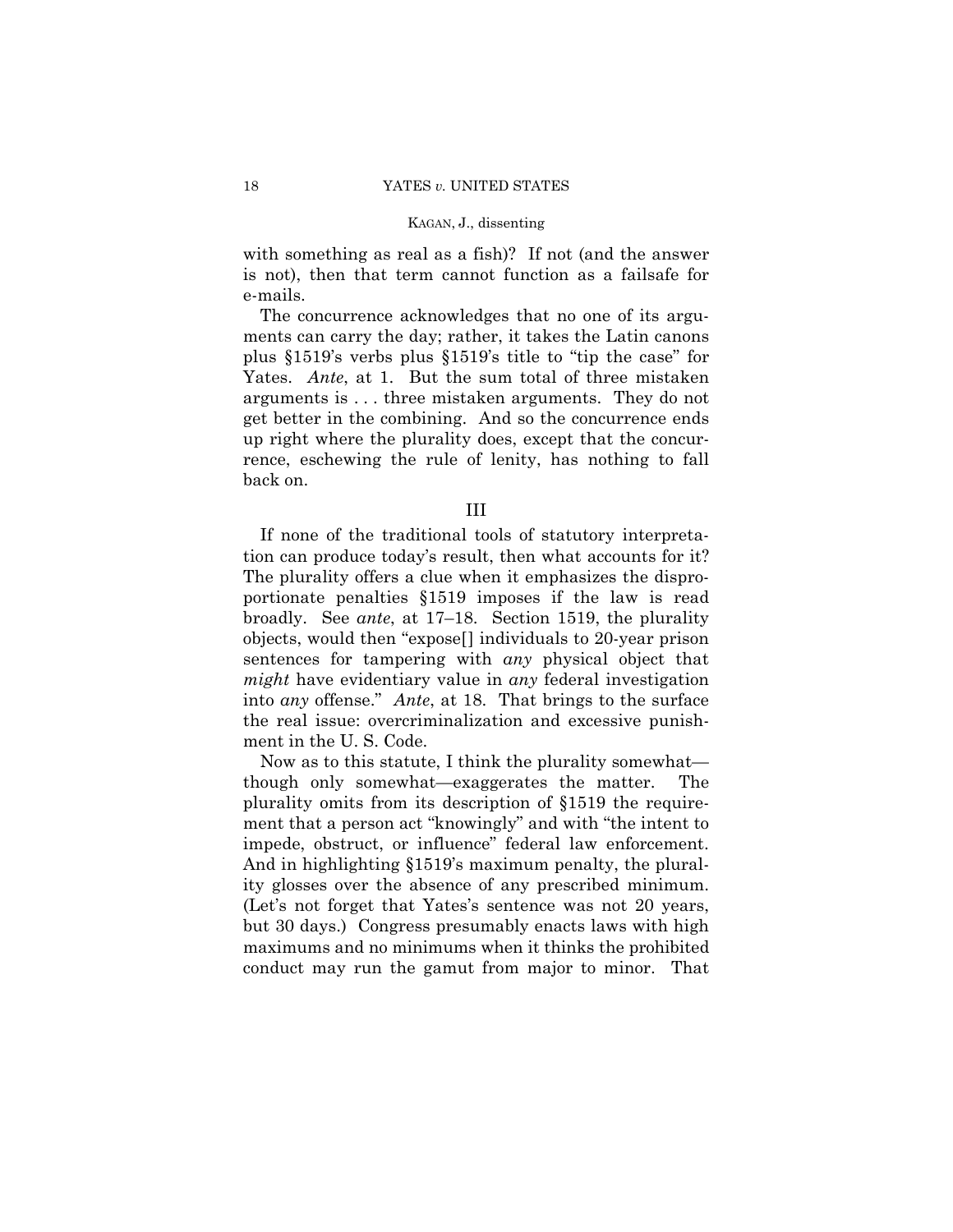with something as real as a fish)? If not (and the answer is not), then that term cannot function as a failsafe for e-mails.

The concurrence acknowledges that no one of its arguments can carry the day; rather, it takes the Latin canons plus §1519's verbs plus §1519's title to "tip the case" for Yates. *Ante*, at 1. But the sum total of three mistaken arguments is . . . three mistaken arguments. They do not get better in the combining. And so the concurrence ends up right where the plurality does, except that the concurrence, eschewing the rule of lenity, has nothing to fall back on.

## III

If none of the traditional tools of statutory interpretation can produce today's result, then what accounts for it? The plurality offers a clue when it emphasizes the disproportionate penalties §1519 imposes if the law is read broadly. See *ante*, at 17–18. Section 1519, the plurality objects, would then "expose[] individuals to 20-year prison sentences for tampering with *any* physical object that *might* have evidentiary value in *any* federal investigation into *any* offense." *Ante*, at 18. That brings to the surface the real issue: overcriminalization and excessive punishment in the U. S. Code.

Now as to this statute, I think the plurality somewhat—though only somewhat—exaggerates the matter. The plurality omits from its description of §1519 the requirement that a person act "knowingly" and with "the intent to impede, obstruct, or influence" federal law enforcement. And in highlighting §1519's maximum penalty, the plurality glosses over the absence of any prescribed minimum. (Let's not forget that Yates's sentence was not 20 years, but 30 days.) Congress presumably enacts laws with high maximums and no minimums when it thinks the prohibited conduct may run the gamut from major to minor. That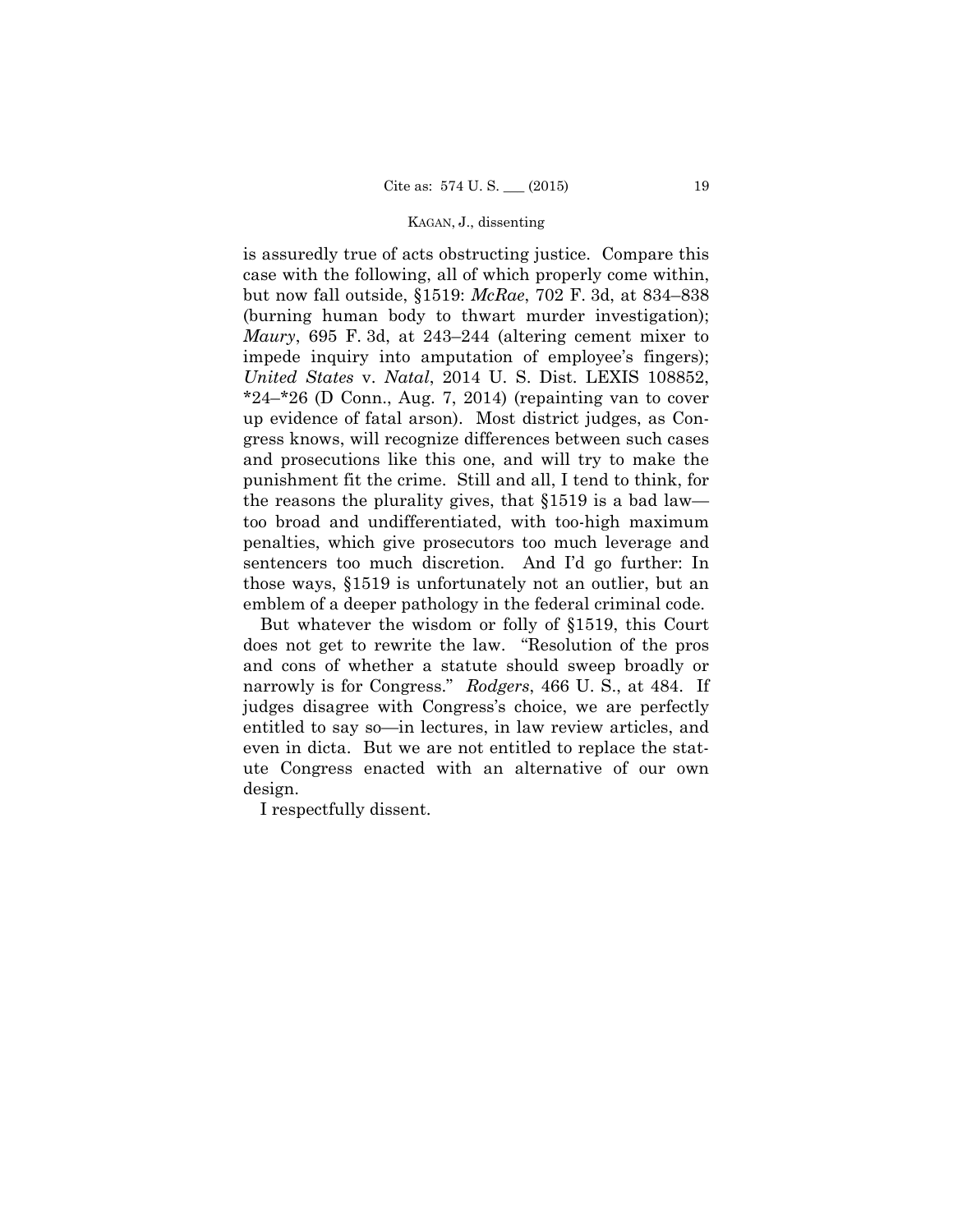is assuredly true of acts obstructing justice. Compare this case with the following, all of which properly come within, but now fall outside, §1519: *McRae*, 702 F. 3d, at 834–838 (burning human body to thwart murder investigation); *Maury*, 695 F. 3d, at 243–244 (altering cement mixer to impede inquiry into amputation of employee's fingers); *United States* v. *Natal*, 2014 U. S. Dist. LEXIS 108852, *24–*26 (D Conn., Aug. 7, 2014) (repainting van to cover up evidence of fatal arson). Most district judges, as Congress knows, will recognize differences between such cases and prosecutions like this one, and will try to make the punishment fit the crime. Still and all, I tend to think, for the reasons the plurality gives, that §1519 is a bad law—too broad and undifferentiated, with too-high maximum penalties, which give prosecutors too much leverage and sentencers too much discretion. And I'd go further: In those ways, §1519 is unfortunately not an outlier, but an emblem of a deeper pathology in the federal criminal code.

But whatever the wisdom or folly of §1519, this Court does not get to rewrite the law. "Resolution of the pros and cons of whether a statute should sweep broadly or narrowly is for Congress." *Rodgers*, 466 U. S., at 484. If judges disagree with Congress's choice, we are perfectly entitled to say so—in lectures, in law review articles, and even in dicta. But we are not entitled to replace the statute Congress enacted with an alternative of our own design.

I respectfully dissent.